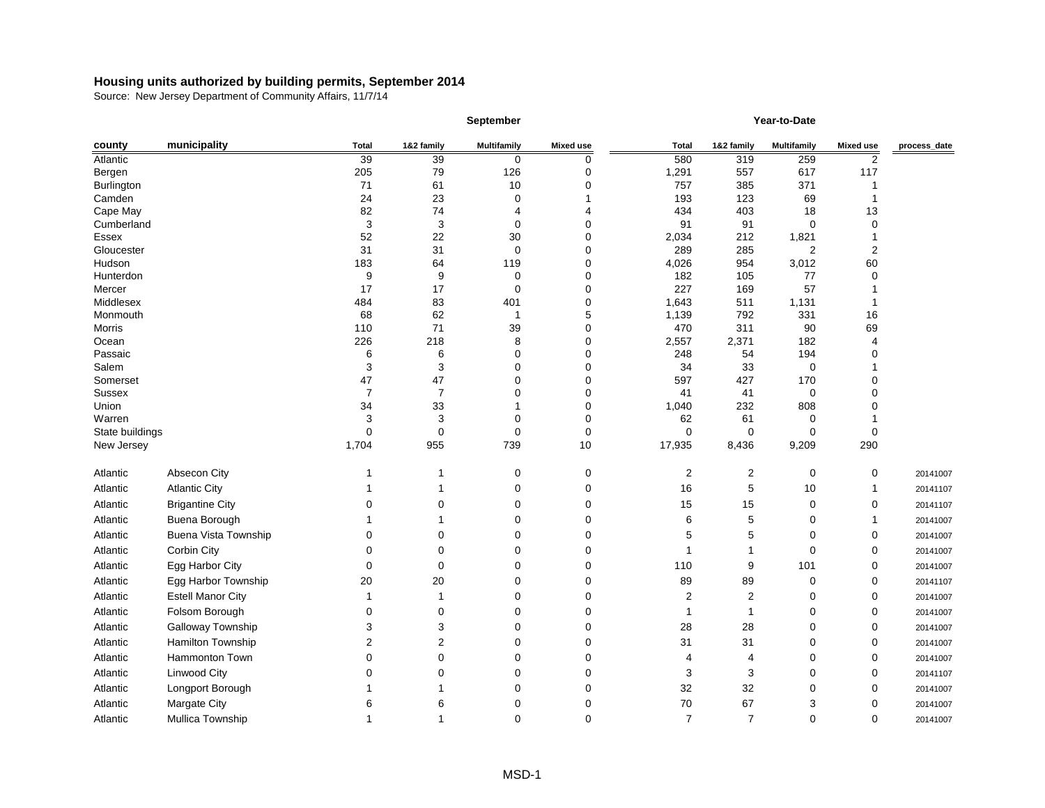# Housing units authorized by building permits, September 2014

Source: New Jersey Department of Community Affairs, 11/7/14

| | | September | | | | Year-to-Date | | | | |
|---|---|---|---|---|---|---|---|---|---|---|
| county | municipality | Total | 1&2 family | Multifamily | Mixed use | Total | 1&2 family | Multifamily | Mixed use | process_date |
| Atlantic | | 39 | 39 | 0 | 0 | 580 | 319 | 259 | 2 | |
| Bergen | | 205 | 79 | 126 | 0 | 1,291 | 557 | 617 | 117 | |
| Burlington | | 71 | 61 | 10 | 0 | 757 | 385 | 371 | 1 | |
| Camden | | 24 | 23 | 0 | 1 | 193 | 123 | 69 | 1 | |
| Cape May | | 82 | 74 | 4 | 4 | 434 | 403 | 18 | 13 | |
| Cumberland | | 3 | 3 | 0 | 0 | 91 | 91 | 0 | 0 | |
| Essex | | 52 | 22 | 30 | 0 | 2,034 | 212 | 1,821 | 1 | |
| Gloucester | | 31 | 31 | 0 | 0 | 289 | 285 | 2 | 2 | |
| Hudson | | 183 | 64 | 119 | 0 | 4,026 | 954 | 3,012 | 60 | |
| Hunterdon | | 9 | 9 | 0 | 0 | 182 | 105 | 77 | 0 | |
| Mercer | | 17 | 17 | 0 | 0 | 227 | 169 | 57 | 1 | |
| Middlesex | | 484 | 83 | 401 | 0 | 1,643 | 511 | 1,131 | 1 | |
| Monmouth | | 68 | 62 | 1 | 5 | 1,139 | 792 | 331 | 16 | |
| Morris | | 110 | 71 | 39 | 0 | 470 | 311 | 90 | 69 | |
| Ocean | | 226 | 218 | 8 | 0 | 2,557 | 2,371 | 182 | 4 | |
| Passaic | | 6 | 6 | 0 | 0 | 248 | 54 | 194 | 0 | |
| Salem | | 3 | 3 | 0 | 0 | 34 | 33 | 0 | 1 | |
| Somerset | | 47 | 47 | 0 | 0 | 597 | 427 | 170 | 0 | |
| Sussex | | 7 | 7 | 0 | 0 | 41 | 41 | 0 | 0 | |
| Union | | 34 | 33 | 1 | 0 | 1,040 | 232 | 808 | 0 | |
| Warren | | 3 | 3 | 0 | 0 | 62 | 61 | 0 | 1 | |
| State buildings | | 0 | 0 | 0 | 0 | 0 | 0 | 0 | 0 | |
| New Jersey | | 1,704 | 955 | 739 | 10 | 17,935 | 8,436 | 9,209 | 290 | |
| Atlantic | Absecon City | 1 | 1 | 0 | 0 | 2 | 2 | 0 | 0 | 20141007 |
| Atlantic | Atlantic City | 1 | 1 | 0 | 0 | 16 | 5 | 10 | 1 | 20141107 |
| Atlantic | Brigantine City | 0 | 0 | 0 | 0 | 15 | 15 | 0 | 0 | 20141107 |
| Atlantic | Buena Borough | 1 | 1 | 0 | 0 | 6 | 5 | 0 | 1 | 20141007 |
| Atlantic | Buena Vista Township | 0 | 0 | 0 | 0 | 5 | 5 | 0 | 0 | 20141007 |
| Atlantic | Corbin City | 0 | 0 | 0 | 0 | 1 | 1 | 0 | 0 | 20141007 |
| Atlantic | Egg Harbor City | 0 | 0 | 0 | 0 | 110 | 9 | 101 | 0 | 20141007 |
| Atlantic | Egg Harbor Township | 20 | 20 | 0 | 0 | 89 | 89 | 0 | 0 | 20141107 |
| Atlantic | Estell Manor City | 1 | 1 | 0 | 0 | 2 | 2 | 0 | 0 | 20141007 |
| Atlantic | Folsom Borough | 0 | 0 | 0 | 0 | 1 | 1 | 0 | 0 | 20141007 |
| Atlantic | Galloway Township | 3 | 3 | 0 | 0 | 28 | 28 | 0 | 0 | 20141007 |
| Atlantic | Hamilton Township | 2 | 2 | 0 | 0 | 31 | 31 | 0 | 0 | 20141007 |
| Atlantic | Hammonton Town | 0 | 0 | 0 | 0 | 4 | 4 | 0 | 0 | 20141007 |
| Atlantic | Linwood City | 0 | 0 | 0 | 0 | 3 | 3 | 0 | 0 | 20141107 |
| Atlantic | Longport Borough | 1 | 1 | 0 | 0 | 32 | 32 | 0 | 0 | 20141007 |
| Atlantic | Margate City | 6 | 6 | 0 | 0 | 70 | 67 | 3 | 0 | 20141007 |
| Atlantic | Mullica Township | 1 | 1 | 0 | 0 | 7 | 7 | 0 | 0 | 20141007 |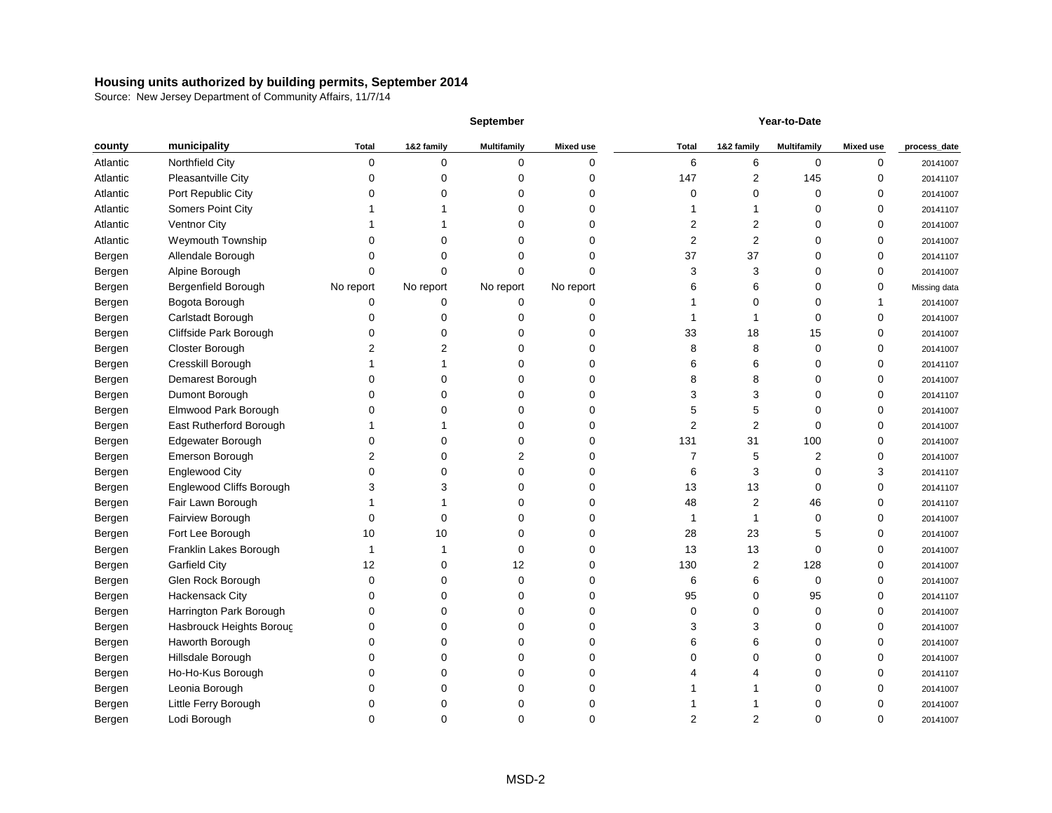**Housing units authorized by building permits, September 2014**

Source: New Jersey Department of Community Affairs, 11/7/14

| | | September | | | | Year-to-Date | | | | |
|---|---|---|---|---|---|---|---|---|---|---|
| county | municipality | Total | 1&2 family | Multifamily | Mixed use | Total | 1&2 family | Multifamily | Mixed use | process_date |
| Atlantic | Northfield City | 0 | 0 | 0 | 0 | 6 | 6 | 0 | 0 | 20141007 |
| Atlantic | Pleasantville City | 0 | 0 | 0 | 0 | 147 | 2 | 145 | 0 | 20141107 |
| Atlantic | Port Republic City | 0 | 0 | 0 | 0 | 0 | 0 | 0 | 0 | 20141007 |
| Atlantic | Somers Point City | 1 | 1 | 0 | 0 | 1 | 1 | 0 | 0 | 20141107 |
| Atlantic | Ventnor City | 1 | 1 | 0 | 0 | 2 | 2 | 0 | 0 | 20141007 |
| Atlantic | Weymouth Township | 0 | 0 | 0 | 0 | 2 | 2 | 0 | 0 | 20141007 |
| Bergen | Allendale Borough | 0 | 0 | 0 | 0 | 37 | 37 | 0 | 0 | 20141107 |
| Bergen | Alpine Borough | 0 | 0 | 0 | 0 | 3 | 3 | 0 | 0 | 20141007 |
| Bergen | Bergenfield Borough | No report | No report | No report | No report | 6 | 6 | 0 | 0 | Missing data |
| Bergen | Bogota Borough | 0 | 0 | 0 | 0 | 1 | 0 | 0 | 1 | 20141007 |
| Bergen | Carlstadt Borough | 0 | 0 | 0 | 0 | 1 | 1 | 0 | 0 | 20141007 |
| Bergen | Cliffside Park Borough | 0 | 0 | 0 | 0 | 33 | 18 | 15 | 0 | 20141007 |
| Bergen | Closter Borough | 2 | 2 | 0 | 0 | 8 | 8 | 0 | 0 | 20141007 |
| Bergen | Cresskill Borough | 1 | 1 | 0 | 0 | 6 | 6 | 0 | 0 | 20141107 |
| Bergen | Demarest Borough | 0 | 0 | 0 | 0 | 8 | 8 | 0 | 0 | 20141007 |
| Bergen | Dumont Borough | 0 | 0 | 0 | 0 | 3 | 3 | 0 | 0 | 20141107 |
| Bergen | Elmwood Park Borough | 0 | 0 | 0 | 0 | 5 | 5 | 0 | 0 | 20141007 |
| Bergen | East Rutherford Borough | 1 | 1 | 0 | 0 | 2 | 2 | 0 | 0 | 20141007 |
| Bergen | Edgewater Borough | 0 | 0 | 0 | 0 | 131 | 31 | 100 | 0 | 20141007 |
| Bergen | Emerson Borough | 2 | 0 | 2 | 0 | 7 | 5 | 2 | 0 | 20141007 |
| Bergen | Englewood City | 0 | 0 | 0 | 0 | 6 | 3 | 0 | 3 | 20141107 |
| Bergen | Englewood Cliffs Borough | 3 | 3 | 0 | 0 | 13 | 13 | 0 | 0 | 20141107 |
| Bergen | Fair Lawn Borough | 1 | 1 | 0 | 0 | 48 | 2 | 46 | 0 | 20141107 |
| Bergen | Fairview Borough | 0 | 0 | 0 | 0 | 1 | 1 | 0 | 0 | 20141007 |
| Bergen | Fort Lee Borough | 10 | 10 | 0 | 0 | 28 | 23 | 5 | 0 | 20141007 |
| Bergen | Franklin Lakes Borough | 1 | 1 | 0 | 0 | 13 | 13 | 0 | 0 | 20141007 |
| Bergen | Garfield City | 12 | 0 | 12 | 0 | 130 | 2 | 128 | 0 | 20141007 |
| Bergen | Glen Rock Borough | 0 | 0 | 0 | 0 | 6 | 6 | 0 | 0 | 20141007 |
| Bergen | Hackensack City | 0 | 0 | 0 | 0 | 95 | 0 | 95 | 0 | 20141107 |
| Bergen | Harrington Park Borough | 0 | 0 | 0 | 0 | 0 | 0 | 0 | 0 | 20141007 |
| Bergen | Hasbrouck Heights Boroug | 0 | 0 | 0 | 0 | 3 | 3 | 0 | 0 | 20141007 |
| Bergen | Haworth Borough | 0 | 0 | 0 | 0 | 6 | 6 | 0 | 0 | 20141007 |
| Bergen | Hillsdale Borough | 0 | 0 | 0 | 0 | 0 | 0 | 0 | 0 | 20141007 |
| Bergen | Ho-Ho-Kus Borough | 0 | 0 | 0 | 0 | 4 | 4 | 0 | 0 | 20141107 |
| Bergen | Leonia Borough | 0 | 0 | 0 | 0 | 1 | 1 | 0 | 0 | 20141007 |
| Bergen | Little Ferry Borough | 0 | 0 | 0 | 0 | 1 | 1 | 0 | 0 | 20141007 |
| Bergen | Lodi Borough | 0 | 0 | 0 | 0 | 2 | 2 | 0 | 0 | 20141007 |

MSD-2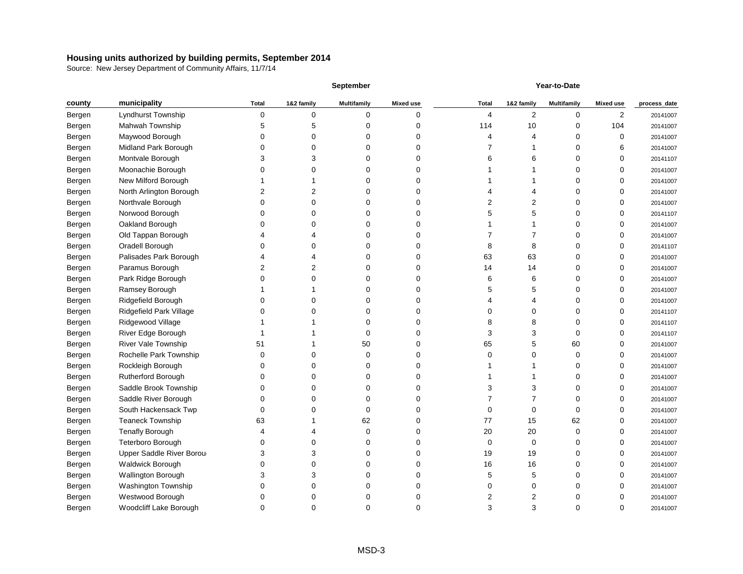**Housing units authorized by building permits, September 2014**

Source: New Jersey Department of Community Affairs, 11/7/14

| county | municipality | September Total | September 1&2 family | September Multifamily | September Mixed use | Year-to-Date Total | Year-to-Date 1&2 family | Year-to-Date Multifamily | Year-to-Date Mixed use | process_date |
|---|---|---|---|---|---|---|---|---|---|---|
| Bergen | Lyndhurst Township | 0 | 0 | 0 | 0 | 4 | 2 | 0 | 2 | 20141007 |
| Bergen | Mahwah Township | 5 | 5 | 0 | 0 | 114 | 10 | 0 | 104 | 20141007 |
| Bergen | Maywood Borough | 0 | 0 | 0 | 0 | 4 | 4 | 0 | 0 | 20141007 |
| Bergen | Midland Park Borough | 0 | 0 | 0 | 0 | 7 | 1 | 0 | 6 | 20141007 |
| Bergen | Montvale Borough | 3 | 3 | 0 | 0 | 6 | 6 | 0 | 0 | 20141107 |
| Bergen | Moonachie Borough | 0 | 0 | 0 | 0 | 1 | 1 | 0 | 0 | 20141007 |
| Bergen | New Milford Borough | 1 | 1 | 0 | 0 | 1 | 1 | 0 | 0 | 20141007 |
| Bergen | North Arlington Borough | 2 | 2 | 0 | 0 | 4 | 4 | 0 | 0 | 20141007 |
| Bergen | Northvale Borough | 0 | 0 | 0 | 0 | 2 | 2 | 0 | 0 | 20141007 |
| Bergen | Norwood Borough | 0 | 0 | 0 | 0 | 5 | 5 | 0 | 0 | 20141107 |
| Bergen | Oakland Borough | 0 | 0 | 0 | 0 | 1 | 1 | 0 | 0 | 20141007 |
| Bergen | Old Tappan Borough | 4 | 4 | 0 | 0 | 7 | 7 | 0 | 0 | 20141007 |
| Bergen | Oradell Borough | 0 | 0 | 0 | 0 | 8 | 8 | 0 | 0 | 20141107 |
| Bergen | Palisades Park Borough | 4 | 4 | 0 | 0 | 63 | 63 | 0 | 0 | 20141007 |
| Bergen | Paramus Borough | 2 | 2 | 0 | 0 | 14 | 14 | 0 | 0 | 20141007 |
| Bergen | Park Ridge Borough | 0 | 0 | 0 | 0 | 6 | 6 | 0 | 0 | 20141007 |
| Bergen | Ramsey Borough | 1 | 1 | 0 | 0 | 5 | 5 | 0 | 0 | 20141007 |
| Bergen | Ridgefield Borough | 0 | 0 | 0 | 0 | 4 | 4 | 0 | 0 | 20141007 |
| Bergen | Ridgefield Park Village | 0 | 0 | 0 | 0 | 0 | 0 | 0 | 0 | 20141107 |
| Bergen | Ridgewood Village | 1 | 1 | 0 | 0 | 8 | 8 | 0 | 0 | 20141107 |
| Bergen | River Edge Borough | 1 | 1 | 0 | 0 | 3 | 3 | 0 | 0 | 20141107 |
| Bergen | River Vale Township | 51 | 1 | 50 | 0 | 65 | 5 | 60 | 0 | 20141007 |
| Bergen | Rochelle Park Township | 0 | 0 | 0 | 0 | 0 | 0 | 0 | 0 | 20141007 |
| Bergen | Rockleigh Borough | 0 | 0 | 0 | 0 | 1 | 1 | 0 | 0 | 20141007 |
| Bergen | Rutherford Borough | 0 | 0 | 0 | 0 | 1 | 1 | 0 | 0 | 20141007 |
| Bergen | Saddle Brook Township | 0 | 0 | 0 | 0 | 3 | 3 | 0 | 0 | 20141007 |
| Bergen | Saddle River Borough | 0 | 0 | 0 | 0 | 7 | 7 | 0 | 0 | 20141007 |
| Bergen | South Hackensack Twp | 0 | 0 | 0 | 0 | 0 | 0 | 0 | 0 | 20141007 |
| Bergen | Teaneck Township | 63 | 1 | 62 | 0 | 77 | 15 | 62 | 0 | 20141007 |
| Bergen | Tenafly Borough | 4 | 4 | 0 | 0 | 20 | 20 | 0 | 0 | 20141007 |
| Bergen | Teterboro Borough | 0 | 0 | 0 | 0 | 0 | 0 | 0 | 0 | 20141007 |
| Bergen | Upper Saddle River Borou | 3 | 3 | 0 | 0 | 19 | 19 | 0 | 0 | 20141007 |
| Bergen | Waldwick Borough | 0 | 0 | 0 | 0 | 16 | 16 | 0 | 0 | 20141007 |
| Bergen | Wallington Borough | 3 | 3 | 0 | 0 | 5 | 5 | 0 | 0 | 20141007 |
| Bergen | Washington Township | 0 | 0 | 0 | 0 | 0 | 0 | 0 | 0 | 20141007 |
| Bergen | Westwood Borough | 0 | 0 | 0 | 0 | 2 | 2 | 0 | 0 | 20141007 |
| Bergen | Woodcliff Lake Borough | 0 | 0 | 0 | 0 | 3 | 3 | 0 | 0 | 20141007 |

MSD-3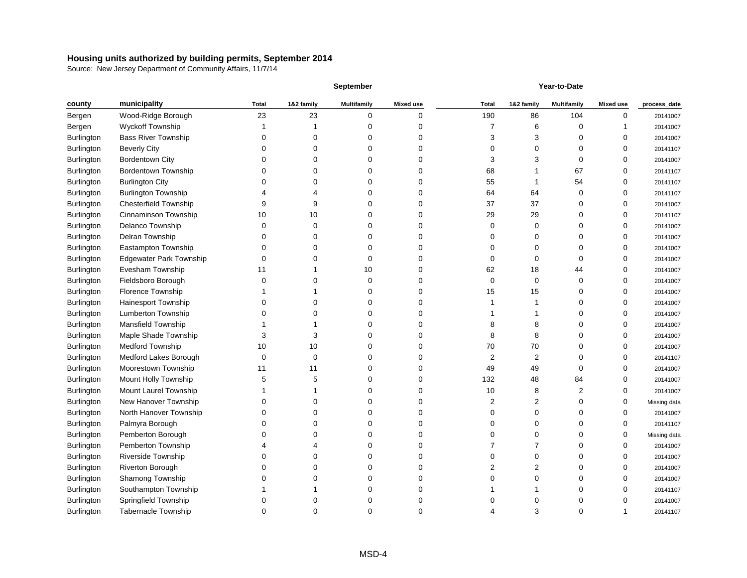**Housing units authorized by building permits, September 2014**

Source: New Jersey Department of Community Affairs, 11/7/14

| | | September | | | | Year-to-Date | | | | |
|---|---|---|---|---|---|---|---|---|---|---|
| county | municipality | Total | 1&2 family | Multifamily | Mixed use | Total | 1&2 family | Multifamily | Mixed use | process_date |
| Bergen | Wood-Ridge Borough | 23 | 23 | 0 | 0 | 190 | 86 | 104 | 0 | 20141007 |
| Bergen | Wyckoff Township | 1 | 1 | 0 | 0 | 7 | 6 | 0 | 1 | 20141007 |
| Burlington | Bass River Township | 0 | 0 | 0 | 0 | 3 | 3 | 0 | 0 | 20141007 |
| Burlington | Beverly City | 0 | 0 | 0 | 0 | 0 | 0 | 0 | 0 | 20141107 |
| Burlington | Bordentown City | 0 | 0 | 0 | 0 | 3 | 3 | 0 | 0 | 20141007 |
| Burlington | Bordentown Township | 0 | 0 | 0 | 0 | 68 | 1 | 67 | 0 | 20141107 |
| Burlington | Burlington City | 0 | 0 | 0 | 0 | 55 | 1 | 54 | 0 | 20141107 |
| Burlington | Burlington Township | 4 | 4 | 0 | 0 | 64 | 64 | 0 | 0 | 20141107 |
| Burlington | Chesterfield Township | 9 | 9 | 0 | 0 | 37 | 37 | 0 | 0 | 20141007 |
| Burlington | Cinnaminson Township | 10 | 10 | 0 | 0 | 29 | 29 | 0 | 0 | 20141107 |
| Burlington | Delanco Township | 0 | 0 | 0 | 0 | 0 | 0 | 0 | 0 | 20141007 |
| Burlington | Delran Township | 0 | 0 | 0 | 0 | 0 | 0 | 0 | 0 | 20141007 |
| Burlington | Eastampton Township | 0 | 0 | 0 | 0 | 0 | 0 | 0 | 0 | 20141007 |
| Burlington | Edgewater Park Township | 0 | 0 | 0 | 0 | 0 | 0 | 0 | 0 | 20141007 |
| Burlington | Evesham Township | 11 | 1 | 10 | 0 | 62 | 18 | 44 | 0 | 20141007 |
| Burlington | Fieldsboro Borough | 0 | 0 | 0 | 0 | 0 | 0 | 0 | 0 | 20141007 |
| Burlington | Florence Township | 1 | 1 | 0 | 0 | 15 | 15 | 0 | 0 | 20141007 |
| Burlington | Hainesport Township | 0 | 0 | 0 | 0 | 1 | 1 | 0 | 0 | 20141007 |
| Burlington | Lumberton Township | 0 | 0 | 0 | 0 | 1 | 1 | 0 | 0 | 20141007 |
| Burlington | Mansfield Township | 1 | 1 | 0 | 0 | 8 | 8 | 0 | 0 | 20141007 |
| Burlington | Maple Shade Township | 3 | 3 | 0 | 0 | 8 | 8 | 0 | 0 | 20141007 |
| Burlington | Medford Township | 10 | 10 | 0 | 0 | 70 | 70 | 0 | 0 | 20141007 |
| Burlington | Medford Lakes Borough | 0 | 0 | 0 | 0 | 2 | 2 | 0 | 0 | 20141107 |
| Burlington | Moorestown Township | 11 | 11 | 0 | 0 | 49 | 49 | 0 | 0 | 20141007 |
| Burlington | Mount Holly Township | 5 | 5 | 0 | 0 | 132 | 48 | 84 | 0 | 20141007 |
| Burlington | Mount Laurel Township | 1 | 1 | 0 | 0 | 10 | 8 | 2 | 0 | 20141007 |
| Burlington | New Hanover Township | 0 | 0 | 0 | 0 | 2 | 2 | 0 | 0 | Missing data |
| Burlington | North Hanover Township | 0 | 0 | 0 | 0 | 0 | 0 | 0 | 0 | 20141007 |
| Burlington | Palmyra Borough | 0 | 0 | 0 | 0 | 0 | 0 | 0 | 0 | 20141107 |
| Burlington | Pemberton Borough | 0 | 0 | 0 | 0 | 0 | 0 | 0 | 0 | Missing data |
| Burlington | Pemberton Township | 4 | 4 | 0 | 0 | 7 | 7 | 0 | 0 | 20141007 |
| Burlington | Riverside Township | 0 | 0 | 0 | 0 | 0 | 0 | 0 | 0 | 20141007 |
| Burlington | Riverton Borough | 0 | 0 | 0 | 0 | 2 | 2 | 0 | 0 | 20141007 |
| Burlington | Shamong Township | 0 | 0 | 0 | 0 | 0 | 0 | 0 | 0 | 20141007 |
| Burlington | Southampton Township | 1 | 1 | 0 | 0 | 1 | 1 | 0 | 0 | 20141107 |
| Burlington | Springfield Township | 0 | 0 | 0 | 0 | 0 | 0 | 0 | 0 | 20141007 |
| Burlington | Tabernacle Township | 0 | 0 | 0 | 0 | 4 | 3 | 0 | 1 | 20141107 |

MSD-4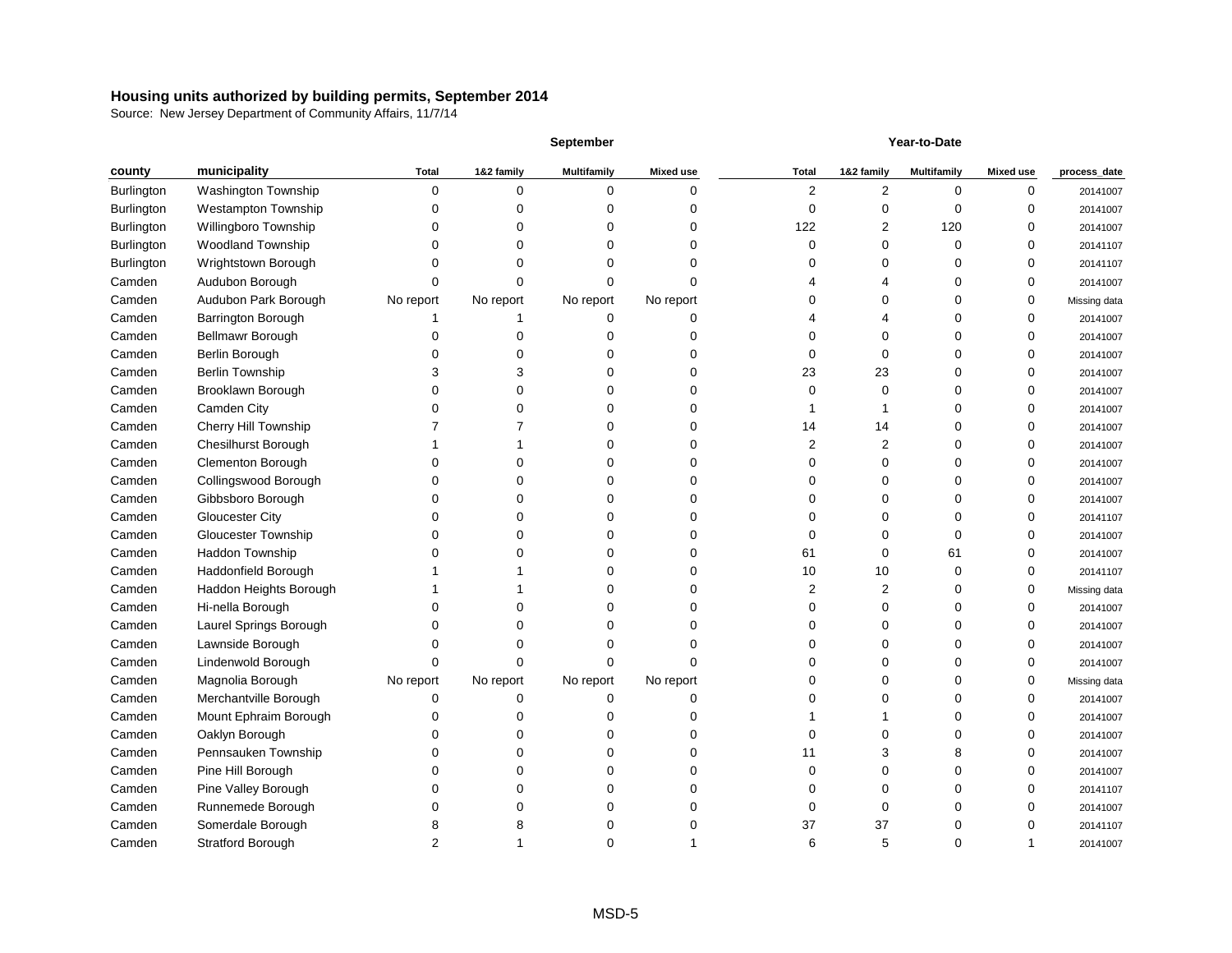**Housing units authorized by building permits, September 2014**

Source: New Jersey Department of Community Affairs, 11/7/14

| | | September | | | | Year-to-Date | | | | |
|---|---|---|---|---|---|---|---|---|---|---|
| county | municipality | Total | 1&2 family | Multifamily | Mixed use | Total | 1&2 family | Multifamily | Mixed use | process_date |
| Burlington | Washington Township | 0 | 0 | 0 | 0 | 2 | 2 | 0 | 0 | 20141007 |
| Burlington | Westampton Township | 0 | 0 | 0 | 0 | 0 | 0 | 0 | 0 | 20141007 |
| Burlington | Willingboro Township | 0 | 0 | 0 | 0 | 122 | 2 | 120 | 0 | 20141007 |
| Burlington | Woodland Township | 0 | 0 | 0 | 0 | 0 | 0 | 0 | 0 | 20141107 |
| Burlington | Wrightstown Borough | 0 | 0 | 0 | 0 | 0 | 0 | 0 | 0 | 20141107 |
| Camden | Audubon Borough | 0 | 0 | 0 | 0 | 4 | 4 | 0 | 0 | 20141007 |
| Camden | Audubon Park Borough | No report | No report | No report | No report | 0 | 0 | 0 | 0 | Missing data |
| Camden | Barrington Borough | 1 | 1 | 0 | 0 | 4 | 4 | 0 | 0 | 20141007 |
| Camden | Bellmawr Borough | 0 | 0 | 0 | 0 | 0 | 0 | 0 | 0 | 20141007 |
| Camden | Berlin Borough | 0 | 0 | 0 | 0 | 0 | 0 | 0 | 0 | 20141007 |
| Camden | Berlin Township | 3 | 3 | 0 | 0 | 23 | 23 | 0 | 0 | 20141007 |
| Camden | Brooklawn Borough | 0 | 0 | 0 | 0 | 0 | 0 | 0 | 0 | 20141007 |
| Camden | Camden City | 0 | 0 | 0 | 0 | 1 | 1 | 0 | 0 | 20141007 |
| Camden | Cherry Hill Township | 7 | 7 | 0 | 0 | 14 | 14 | 0 | 0 | 20141007 |
| Camden | Chesilhurst Borough | 1 | 1 | 0 | 0 | 2 | 2 | 0 | 0 | 20141007 |
| Camden | Clementon Borough | 0 | 0 | 0 | 0 | 0 | 0 | 0 | 0 | 20141007 |
| Camden | Collingswood Borough | 0 | 0 | 0 | 0 | 0 | 0 | 0 | 0 | 20141007 |
| Camden | Gibbsboro Borough | 0 | 0 | 0 | 0 | 0 | 0 | 0 | 0 | 20141007 |
| Camden | Gloucester City | 0 | 0 | 0 | 0 | 0 | 0 | 0 | 0 | 20141107 |
| Camden | Gloucester Township | 0 | 0 | 0 | 0 | 0 | 0 | 0 | 0 | 20141007 |
| Camden | Haddon Township | 0 | 0 | 0 | 0 | 61 | 0 | 61 | 0 | 20141007 |
| Camden | Haddonfield Borough | 1 | 1 | 0 | 0 | 10 | 10 | 0 | 0 | 20141107 |
| Camden | Haddon Heights Borough | 1 | 1 | 0 | 0 | 2 | 2 | 0 | 0 | Missing data |
| Camden | Hi-nella Borough | 0 | 0 | 0 | 0 | 0 | 0 | 0 | 0 | 20141007 |
| Camden | Laurel Springs Borough | 0 | 0 | 0 | 0 | 0 | 0 | 0 | 0 | 20141007 |
| Camden | Lawnside Borough | 0 | 0 | 0 | 0 | 0 | 0 | 0 | 0 | 20141007 |
| Camden | Lindenwold Borough | 0 | 0 | 0 | 0 | 0 | 0 | 0 | 0 | 20141007 |
| Camden | Magnolia Borough | No report | No report | No report | No report | 0 | 0 | 0 | 0 | Missing data |
| Camden | Merchantville Borough | 0 | 0 | 0 | 0 | 0 | 0 | 0 | 0 | 20141007 |
| Camden | Mount Ephraim Borough | 0 | 0 | 0 | 0 | 1 | 1 | 0 | 0 | 20141007 |
| Camden | Oaklyn Borough | 0 | 0 | 0 | 0 | 0 | 0 | 0 | 0 | 20141007 |
| Camden | Pennsauken Township | 0 | 0 | 0 | 0 | 11 | 3 | 8 | 0 | 20141007 |
| Camden | Pine Hill Borough | 0 | 0 | 0 | 0 | 0 | 0 | 0 | 0 | 20141007 |
| Camden | Pine Valley Borough | 0 | 0 | 0 | 0 | 0 | 0 | 0 | 0 | 20141107 |
| Camden | Runnemede Borough | 0 | 0 | 0 | 0 | 0 | 0 | 0 | 0 | 20141007 |
| Camden | Somerdale Borough | 8 | 8 | 0 | 0 | 37 | 37 | 0 | 0 | 20141107 |
| Camden | Stratford Borough | 2 | 1 | 0 | 1 | 6 | 5 | 0 | 1 | 20141007 |

MSD-5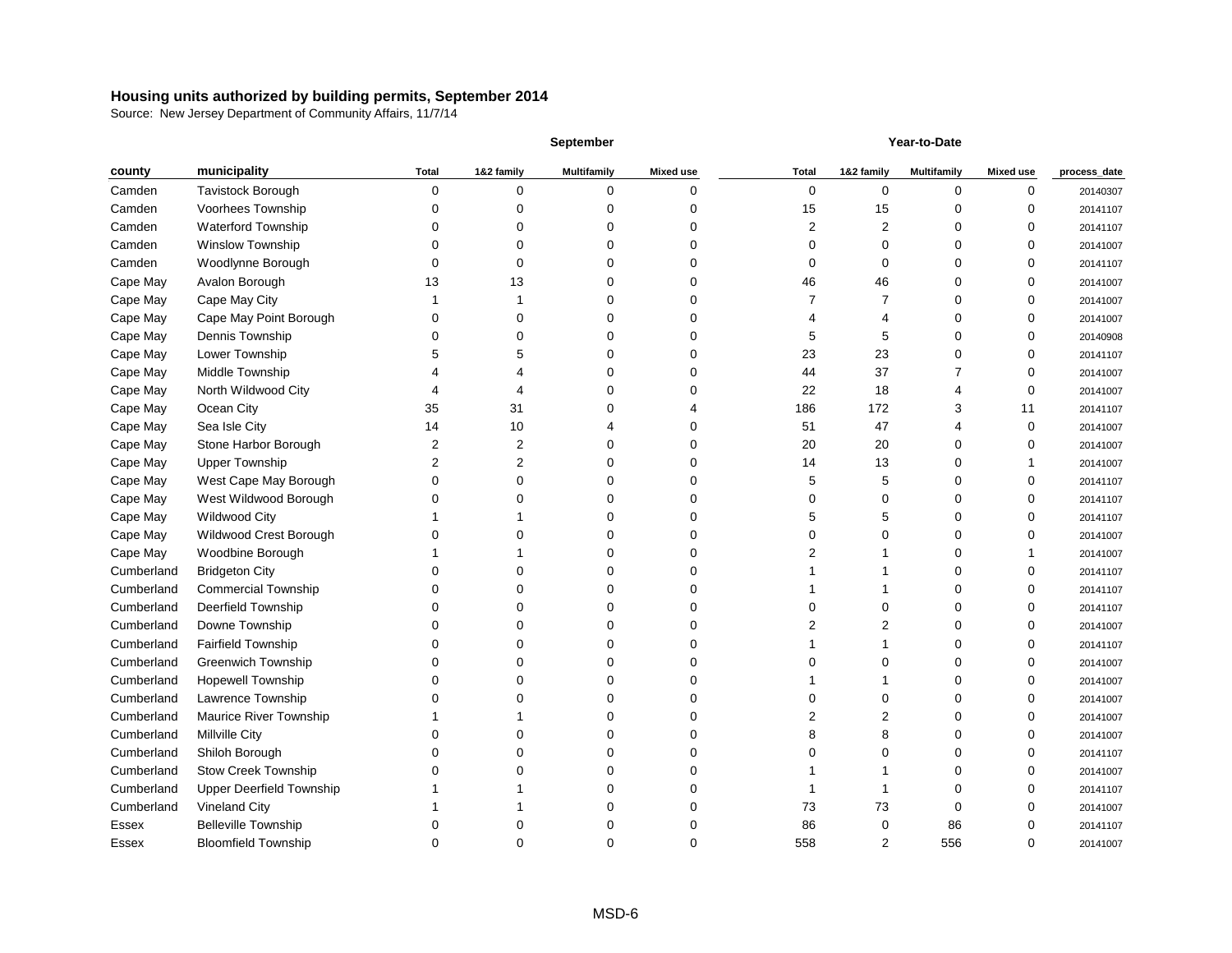**Housing units authorized by building permits, September 2014**

Source: New Jersey Department of Community Affairs, 11/7/14

| | | September | | | | Year-to-Date | | | | |
|---|---|---|---|---|---|---|---|---|---|---|
| county | municipality | Total | 1&2 family | Multifamily | Mixed use | Total | 1&2 family | Multifamily | Mixed use | process_date |
| Camden | Tavistock Borough | 0 | 0 | 0 | 0 | 0 | 0 | 0 | 0 | 20140307 |
| Camden | Voorhees Township | 0 | 0 | 0 | 0 | 15 | 15 | 0 | 0 | 20141107 |
| Camden | Waterford Township | 0 | 0 | 0 | 0 | 2 | 2 | 0 | 0 | 20141107 |
| Camden | Winslow Township | 0 | 0 | 0 | 0 | 0 | 0 | 0 | 0 | 20141007 |
| Camden | Woodlynne Borough | 0 | 0 | 0 | 0 | 0 | 0 | 0 | 0 | 20141107 |
| Cape May | Avalon Borough | 13 | 13 | 0 | 0 | 46 | 46 | 0 | 0 | 20141007 |
| Cape May | Cape May City | 1 | 1 | 0 | 0 | 7 | 7 | 0 | 0 | 20141007 |
| Cape May | Cape May Point Borough | 0 | 0 | 0 | 0 | 4 | 4 | 0 | 0 | 20141007 |
| Cape May | Dennis Township | 0 | 0 | 0 | 0 | 5 | 5 | 0 | 0 | 20140908 |
| Cape May | Lower Township | 5 | 5 | 0 | 0 | 23 | 23 | 0 | 0 | 20141107 |
| Cape May | Middle Township | 4 | 4 | 0 | 0 | 44 | 37 | 7 | 0 | 20141007 |
| Cape May | North Wildwood City | 4 | 4 | 0 | 0 | 22 | 18 | 4 | 0 | 20141007 |
| Cape May | Ocean City | 35 | 31 | 0 | 4 | 186 | 172 | 3 | 11 | 20141107 |
| Cape May | Sea Isle City | 14 | 10 | 4 | 0 | 51 | 47 | 4 | 0 | 20141007 |
| Cape May | Stone Harbor Borough | 2 | 2 | 0 | 0 | 20 | 20 | 0 | 0 | 20141007 |
| Cape May | Upper Township | 2 | 2 | 0 | 0 | 14 | 13 | 0 | 1 | 20141007 |
| Cape May | West Cape May Borough | 0 | 0 | 0 | 0 | 5 | 5 | 0 | 0 | 20141107 |
| Cape May | West Wildwood Borough | 0 | 0 | 0 | 0 | 0 | 0 | 0 | 0 | 20141107 |
| Cape May | Wildwood City | 1 | 1 | 0 | 0 | 5 | 5 | 0 | 0 | 20141107 |
| Cape May | Wildwood Crest Borough | 0 | 0 | 0 | 0 | 0 | 0 | 0 | 0 | 20141007 |
| Cape May | Woodbine Borough | 1 | 1 | 0 | 0 | 2 | 1 | 0 | 1 | 20141007 |
| Cumberland | Bridgeton City | 0 | 0 | 0 | 0 | 1 | 1 | 0 | 0 | 20141107 |
| Cumberland | Commercial Township | 0 | 0 | 0 | 0 | 1 | 1 | 0 | 0 | 20141107 |
| Cumberland | Deerfield Township | 0 | 0 | 0 | 0 | 0 | 0 | 0 | 0 | 20141107 |
| Cumberland | Downe Township | 0 | 0 | 0 | 0 | 2 | 2 | 0 | 0 | 20141007 |
| Cumberland | Fairfield Township | 0 | 0 | 0 | 0 | 1 | 1 | 0 | 0 | 20141107 |
| Cumberland | Greenwich Township | 0 | 0 | 0 | 0 | 0 | 0 | 0 | 0 | 20141007 |
| Cumberland | Hopewell Township | 0 | 0 | 0 | 0 | 1 | 1 | 0 | 0 | 20141007 |
| Cumberland | Lawrence Township | 0 | 0 | 0 | 0 | 0 | 0 | 0 | 0 | 20141007 |
| Cumberland | Maurice River Township | 1 | 1 | 0 | 0 | 2 | 2 | 0 | 0 | 20141007 |
| Cumberland | Millville City | 0 | 0 | 0 | 0 | 8 | 8 | 0 | 0 | 20141007 |
| Cumberland | Shiloh Borough | 0 | 0 | 0 | 0 | 0 | 0 | 0 | 0 | 20141107 |
| Cumberland | Stow Creek Township | 0 | 0 | 0 | 0 | 1 | 1 | 0 | 0 | 20141007 |
| Cumberland | Upper Deerfield Township | 1 | 1 | 0 | 0 | 1 | 1 | 0 | 0 | 20141107 |
| Cumberland | Vineland City | 1 | 1 | 0 | 0 | 73 | 73 | 0 | 0 | 20141007 |
| Essex | Belleville Township | 0 | 0 | 0 | 0 | 86 | 0 | 86 | 0 | 20141107 |
| Essex | Bloomfield Township | 0 | 0 | 0 | 0 | 558 | 2 | 556 | 0 | 20141007 |

MSD-6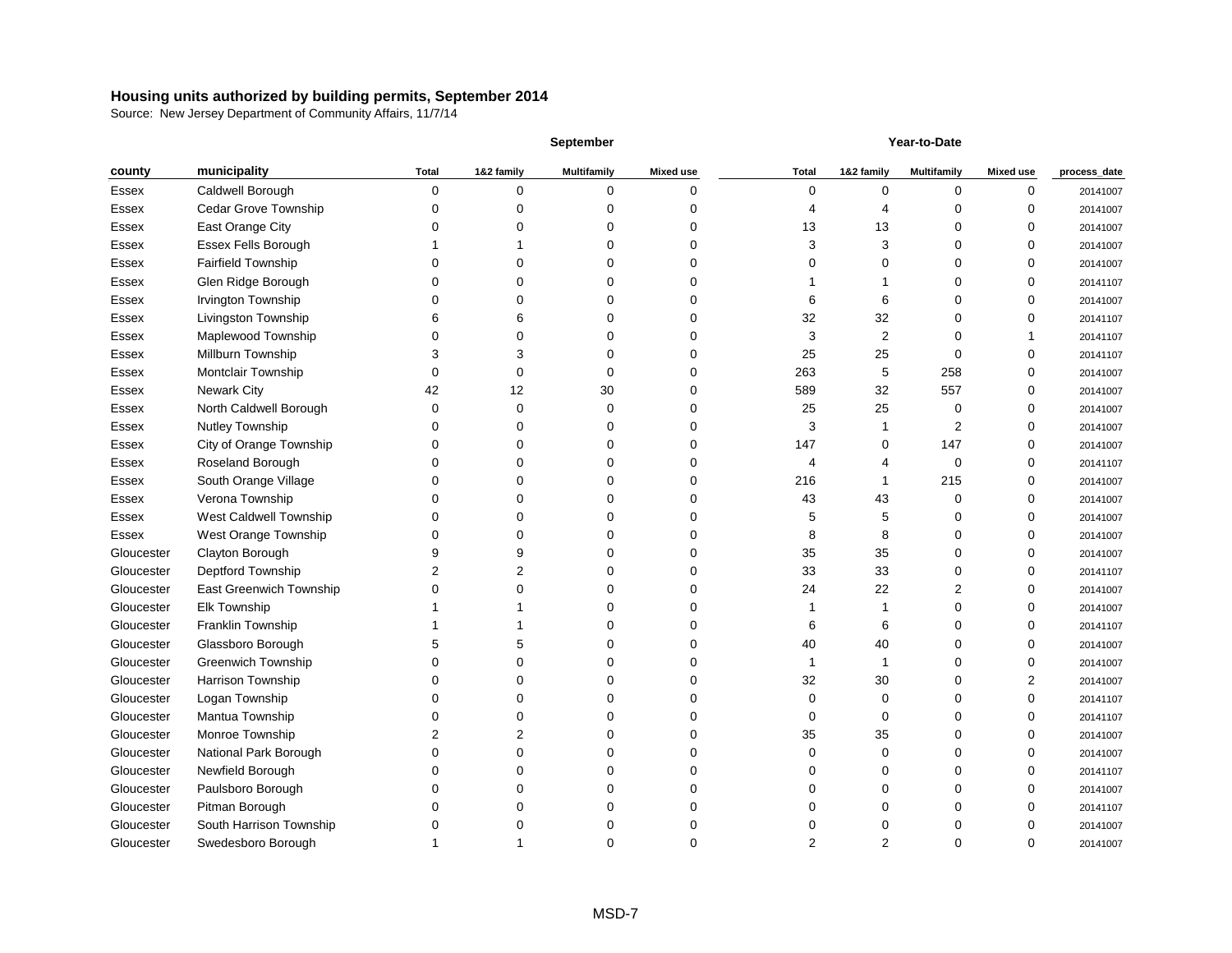**Housing units authorized by building permits, September 2014**

Source: New Jersey Department of Community Affairs, 11/7/14

| | | September | | | | Year-to-Date | | | | |
|---|---|---|---|---|---|---|---|---|---|---|
| county | municipality | Total | 1&2 family | Multifamily | Mixed use | Total | 1&2 family | Multifamily | Mixed use | process_date |
| Essex | Caldwell Borough | 0 | 0 | 0 | 0 | 0 | 0 | 0 | 0 | 20141007 |
| Essex | Cedar Grove Township | 0 | 0 | 0 | 0 | 4 | 4 | 0 | 0 | 20141007 |
| Essex | East Orange City | 0 | 0 | 0 | 0 | 13 | 13 | 0 | 0 | 20141007 |
| Essex | Essex Fells Borough | 1 | 1 | 0 | 0 | 3 | 3 | 0 | 0 | 20141007 |
| Essex | Fairfield Township | 0 | 0 | 0 | 0 | 0 | 0 | 0 | 0 | 20141007 |
| Essex | Glen Ridge Borough | 0 | 0 | 0 | 0 | 1 | 1 | 0 | 0 | 20141107 |
| Essex | Irvington Township | 0 | 0 | 0 | 0 | 6 | 6 | 0 | 0 | 20141007 |
| Essex | Livingston Township | 6 | 6 | 0 | 0 | 32 | 32 | 0 | 0 | 20141107 |
| Essex | Maplewood Township | 0 | 0 | 0 | 0 | 3 | 2 | 0 | 1 | 20141107 |
| Essex | Millburn Township | 3 | 3 | 0 | 0 | 25 | 25 | 0 | 0 | 20141107 |
| Essex | Montclair Township | 0 | 0 | 0 | 0 | 263 | 5 | 258 | 0 | 20141007 |
| Essex | Newark City | 42 | 12 | 30 | 0 | 589 | 32 | 557 | 0 | 20141007 |
| Essex | North Caldwell Borough | 0 | 0 | 0 | 0 | 25 | 25 | 0 | 0 | 20141007 |
| Essex | Nutley Township | 0 | 0 | 0 | 0 | 3 | 1 | 2 | 0 | 20141007 |
| Essex | City of Orange Township | 0 | 0 | 0 | 0 | 147 | 0 | 147 | 0 | 20141007 |
| Essex | Roseland Borough | 0 | 0 | 0 | 0 | 4 | 4 | 0 | 0 | 20141107 |
| Essex | South Orange Village | 0 | 0 | 0 | 0 | 216 | 1 | 215 | 0 | 20141007 |
| Essex | Verona Township | 0 | 0 | 0 | 0 | 43 | 43 | 0 | 0 | 20141007 |
| Essex | West Caldwell Township | 0 | 0 | 0 | 0 | 5 | 5 | 0 | 0 | 20141007 |
| Essex | West Orange Township | 0 | 0 | 0 | 0 | 8 | 8 | 0 | 0 | 20141007 |
| Gloucester | Clayton Borough | 9 | 9 | 0 | 0 | 35 | 35 | 0 | 0 | 20141007 |
| Gloucester | Deptford Township | 2 | 2 | 0 | 0 | 33 | 33 | 0 | 0 | 20141107 |
| Gloucester | East Greenwich Township | 0 | 0 | 0 | 0 | 24 | 22 | 2 | 0 | 20141007 |
| Gloucester | Elk Township | 1 | 1 | 0 | 0 | 1 | 1 | 0 | 0 | 20141007 |
| Gloucester | Franklin Township | 1 | 1 | 0 | 0 | 6 | 6 | 0 | 0 | 20141107 |
| Gloucester | Glassboro Borough | 5 | 5 | 0 | 0 | 40 | 40 | 0 | 0 | 20141007 |
| Gloucester | Greenwich Township | 0 | 0 | 0 | 0 | 1 | 1 | 0 | 0 | 20141007 |
| Gloucester | Harrison Township | 0 | 0 | 0 | 0 | 32 | 30 | 0 | 2 | 20141007 |
| Gloucester | Logan Township | 0 | 0 | 0 | 0 | 0 | 0 | 0 | 0 | 20141107 |
| Gloucester | Mantua Township | 0 | 0 | 0 | 0 | 0 | 0 | 0 | 0 | 20141107 |
| Gloucester | Monroe Township | 2 | 2 | 0 | 0 | 35 | 35 | 0 | 0 | 20141007 |
| Gloucester | National Park Borough | 0 | 0 | 0 | 0 | 0 | 0 | 0 | 0 | 20141007 |
| Gloucester | Newfield Borough | 0 | 0 | 0 | 0 | 0 | 0 | 0 | 0 | 20141107 |
| Gloucester | Paulsboro Borough | 0 | 0 | 0 | 0 | 0 | 0 | 0 | 0 | 20141007 |
| Gloucester | Pitman Borough | 0 | 0 | 0 | 0 | 0 | 0 | 0 | 0 | 20141107 |
| Gloucester | South Harrison Township | 0 | 0 | 0 | 0 | 0 | 0 | 0 | 0 | 20141007 |
| Gloucester | Swedesboro Borough | 1 | 1 | 0 | 0 | 2 | 2 | 0 | 0 | 20141007 |

MSD-7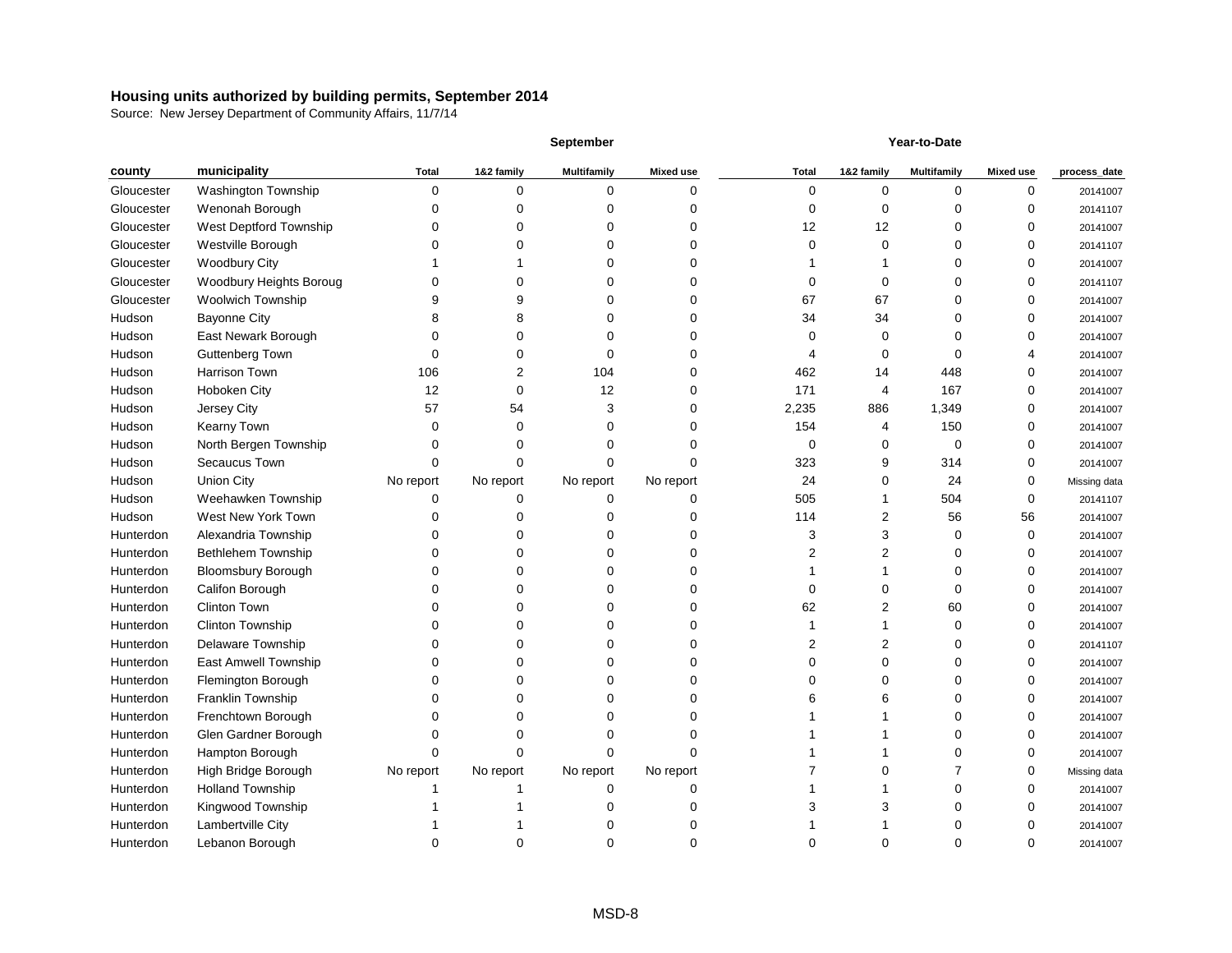**Housing units authorized by building permits, September 2014**

Source: New Jersey Department of Community Affairs, 11/7/14

| | | September | | | | Year-to-Date | | | | |
|---|---|---|---|---|---|---|---|---|---|---|
| county | municipality | Total | 1&2 family | Multifamily | Mixed use | Total | 1&2 family | Multifamily | Mixed use | process_date |
| Gloucester | Washington Township | 0 | 0 | 0 | 0 | 0 | 0 | 0 | 0 | 20141007 |
| Gloucester | Wenonah Borough | 0 | 0 | 0 | 0 | 0 | 0 | 0 | 0 | 20141107 |
| Gloucester | West Deptford Township | 0 | 0 | 0 | 0 | 12 | 12 | 0 | 0 | 20141007 |
| Gloucester | Westville Borough | 0 | 0 | 0 | 0 | 0 | 0 | 0 | 0 | 20141107 |
| Gloucester | Woodbury City | 1 | 1 | 0 | 0 | 1 | 1 | 0 | 0 | 20141007 |
| Gloucester | Woodbury Heights Boroug | 0 | 0 | 0 | 0 | 0 | 0 | 0 | 0 | 20141107 |
| Gloucester | Woolwich Township | 9 | 9 | 0 | 0 | 67 | 67 | 0 | 0 | 20141007 |
| Hudson | Bayonne City | 8 | 8 | 0 | 0 | 34 | 34 | 0 | 0 | 20141007 |
| Hudson | East Newark Borough | 0 | 0 | 0 | 0 | 0 | 0 | 0 | 0 | 20141007 |
| Hudson | Guttenberg Town | 0 | 0 | 0 | 0 | 4 | 0 | 0 | 4 | 20141007 |
| Hudson | Harrison Town | 106 | 2 | 104 | 0 | 462 | 14 | 448 | 0 | 20141007 |
| Hudson | Hoboken City | 12 | 0 | 12 | 0 | 171 | 4 | 167 | 0 | 20141007 |
| Hudson | Jersey City | 57 | 54 | 3 | 0 | 2,235 | 886 | 1,349 | 0 | 20141007 |
| Hudson | Kearny Town | 0 | 0 | 0 | 0 | 154 | 4 | 150 | 0 | 20141007 |
| Hudson | North Bergen Township | 0 | 0 | 0 | 0 | 0 | 0 | 0 | 0 | 20141007 |
| Hudson | Secaucus Town | 0 | 0 | 0 | 0 | 323 | 9 | 314 | 0 | 20141007 |
| Hudson | Union City | No report | No report | No report | No report | 24 | 0 | 24 | 0 | Missing data |
| Hudson | Weehawken Township | 0 | 0 | 0 | 0 | 505 | 1 | 504 | 0 | 20141107 |
| Hudson | West New York Town | 0 | 0 | 0 | 0 | 114 | 2 | 56 | 56 | 20141007 |
| Hunterdon | Alexandria Township | 0 | 0 | 0 | 0 | 3 | 3 | 0 | 0 | 20141007 |
| Hunterdon | Bethlehem Township | 0 | 0 | 0 | 0 | 2 | 2 | 0 | 0 | 20141007 |
| Hunterdon | Bloomsbury Borough | 0 | 0 | 0 | 0 | 1 | 1 | 0 | 0 | 20141007 |
| Hunterdon | Califon Borough | 0 | 0 | 0 | 0 | 0 | 0 | 0 | 0 | 20141007 |
| Hunterdon | Clinton Town | 0 | 0 | 0 | 0 | 62 | 2 | 60 | 0 | 20141007 |
| Hunterdon | Clinton Township | 0 | 0 | 0 | 0 | 1 | 1 | 0 | 0 | 20141007 |
| Hunterdon | Delaware Township | 0 | 0 | 0 | 0 | 2 | 2 | 0 | 0 | 20141107 |
| Hunterdon | East Amwell Township | 0 | 0 | 0 | 0 | 0 | 0 | 0 | 0 | 20141007 |
| Hunterdon | Flemington Borough | 0 | 0 | 0 | 0 | 0 | 0 | 0 | 0 | 20141007 |
| Hunterdon | Franklin Township | 0 | 0 | 0 | 0 | 6 | 6 | 0 | 0 | 20141007 |
| Hunterdon | Frenchtown Borough | 0 | 0 | 0 | 0 | 1 | 1 | 0 | 0 | 20141007 |
| Hunterdon | Glen Gardner Borough | 0 | 0 | 0 | 0 | 1 | 1 | 0 | 0 | 20141007 |
| Hunterdon | Hampton Borough | 0 | 0 | 0 | 0 | 1 | 1 | 0 | 0 | 20141007 |
| Hunterdon | High Bridge Borough | No report | No report | No report | No report | 7 | 0 | 7 | 0 | Missing data |
| Hunterdon | Holland Township | 1 | 1 | 0 | 0 | 1 | 1 | 0 | 0 | 20141007 |
| Hunterdon | Kingwood Township | 1 | 1 | 0 | 0 | 3 | 3 | 0 | 0 | 20141007 |
| Hunterdon | Lambertville City | 1 | 1 | 0 | 0 | 1 | 1 | 0 | 0 | 20141007 |
| Hunterdon | Lebanon Borough | 0 | 0 | 0 | 0 | 0 | 0 | 0 | 0 | 20141007 |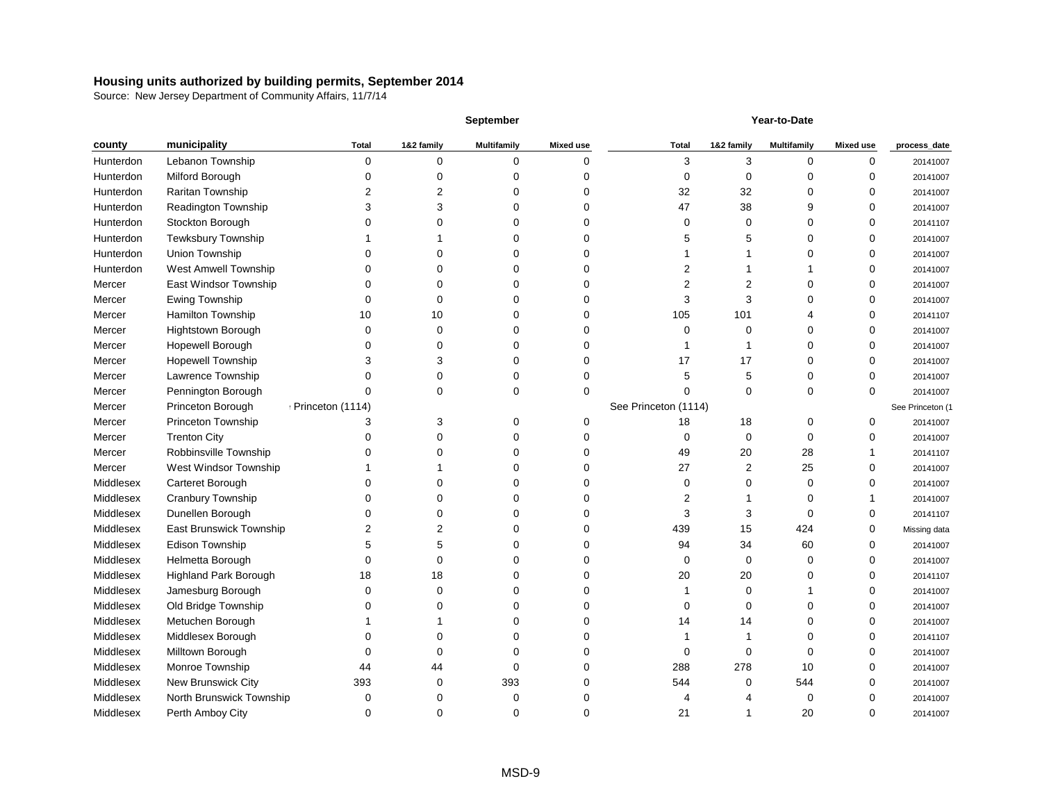**Housing units authorized by building permits, September 2014**

Source: New Jersey Department of Community Affairs, 11/7/14

| county | municipality | September Total | September 1&2 family | September Multifamily | September Mixed use | Year-to-Date Total | Year-to-Date 1&2 family | Year-to-Date Multifamily | Year-to-Date Mixed use | process_date |
|---|---|---|---|---|---|---|---|---|---|---|
| Hunterdon | Lebanon Township | 0 | 0 | 0 | 0 | 3 | 3 | 0 | 0 | 20141007 |
| Hunterdon | Milford Borough | 0 | 0 | 0 | 0 | 0 | 0 | 0 | 0 | 20141007 |
| Hunterdon | Raritan Township | 2 | 2 | 0 | 0 | 32 | 32 | 0 | 0 | 20141007 |
| Hunterdon | Readington Township | 3 | 3 | 0 | 0 | 47 | 38 | 9 | 0 | 20141007 |
| Hunterdon | Stockton Borough | 0 | 0 | 0 | 0 | 0 | 0 | 0 | 0 | 20141107 |
| Hunterdon | Tewksbury Township | 1 | 1 | 0 | 0 | 5 | 5 | 0 | 0 | 20141007 |
| Hunterdon | Union Township | 0 | 0 | 0 | 0 | 1 | 1 | 0 | 0 | 20141007 |
| Hunterdon | West Amwell Township | 0 | 0 | 0 | 0 | 2 | 1 | 1 | 0 | 20141007 |
| Mercer | East Windsor Township | 0 | 0 | 0 | 0 | 2 | 2 | 0 | 0 | 20141007 |
| Mercer | Ewing Township | 0 | 0 | 0 | 0 | 3 | 3 | 0 | 0 | 20141007 |
| Mercer | Hamilton Township | 10 | 10 | 0 | 0 | 105 | 101 | 4 | 0 | 20141107 |
| Mercer | Hightstown Borough | 0 | 0 | 0 | 0 | 0 | 0 | 0 | 0 | 20141007 |
| Mercer | Hopewell Borough | 0 | 0 | 0 | 0 | 1 | 1 | 0 | 0 | 20141007 |
| Mercer | Hopewell Township | 3 | 3 | 0 | 0 | 17 | 17 | 0 | 0 | 20141007 |
| Mercer | Lawrence Township | 0 | 0 | 0 | 0 | 5 | 5 | 0 | 0 | 20141007 |
| Mercer | Pennington Borough | 0 | 0 | 0 | 0 | 0 | 0 | 0 | 0 | 20141007 |
| Mercer | Princeton Borough | Princeton (1114) | | | | See Princeton (1114) | | | | See Princeton (1 |
| Mercer | Princeton Township | 3 | 3 | 0 | 0 | 18 | 18 | 0 | 0 | 20141007 |
| Mercer | Trenton City | 0 | 0 | 0 | 0 | 0 | 0 | 0 | 0 | 20141007 |
| Mercer | Robbinsville Township | 0 | 0 | 0 | 0 | 49 | 20 | 28 | 1 | 20141107 |
| Mercer | West Windsor Township | 1 | 1 | 0 | 0 | 27 | 2 | 25 | 0 | 20141007 |
| Middlesex | Carteret Borough | 0 | 0 | 0 | 0 | 0 | 0 | 0 | 0 | 20141007 |
| Middlesex | Cranbury Township | 0 | 0 | 0 | 0 | 2 | 1 | 0 | 1 | 20141007 |
| Middlesex | Dunellen Borough | 0 | 0 | 0 | 0 | 3 | 3 | 0 | 0 | 20141107 |
| Middlesex | East Brunswick Township | 2 | 2 | 0 | 0 | 439 | 15 | 424 | 0 | Missing data |
| Middlesex | Edison Township | 5 | 5 | 0 | 0 | 94 | 34 | 60 | 0 | 20141007 |
| Middlesex | Helmetta Borough | 0 | 0 | 0 | 0 | 0 | 0 | 0 | 0 | 20141007 |
| Middlesex | Highland Park Borough | 18 | 18 | 0 | 0 | 20 | 20 | 0 | 0 | 20141107 |
| Middlesex | Jamesburg Borough | 0 | 0 | 0 | 0 | 1 | 0 | 1 | 0 | 20141007 |
| Middlesex | Old Bridge Township | 0 | 0 | 0 | 0 | 0 | 0 | 0 | 0 | 20141007 |
| Middlesex | Metuchen Borough | 1 | 1 | 0 | 0 | 14 | 14 | 0 | 0 | 20141007 |
| Middlesex | Middlesex Borough | 0 | 0 | 0 | 0 | 1 | 1 | 0 | 0 | 20141107 |
| Middlesex | Milltown Borough | 0 | 0 | 0 | 0 | 0 | 0 | 0 | 0 | 20141007 |
| Middlesex | Monroe Township | 44 | 44 | 0 | 0 | 288 | 278 | 10 | 0 | 20141007 |
| Middlesex | New Brunswick City | 393 | 0 | 393 | 0 | 544 | 0 | 544 | 0 | 20141007 |
| Middlesex | North Brunswick Township | 0 | 0 | 0 | 0 | 4 | 4 | 0 | 0 | 20141007 |
| Middlesex | Perth Amboy City | 0 | 0 | 0 | 0 | 21 | 1 | 20 | 0 | 20141007 |

MSD-9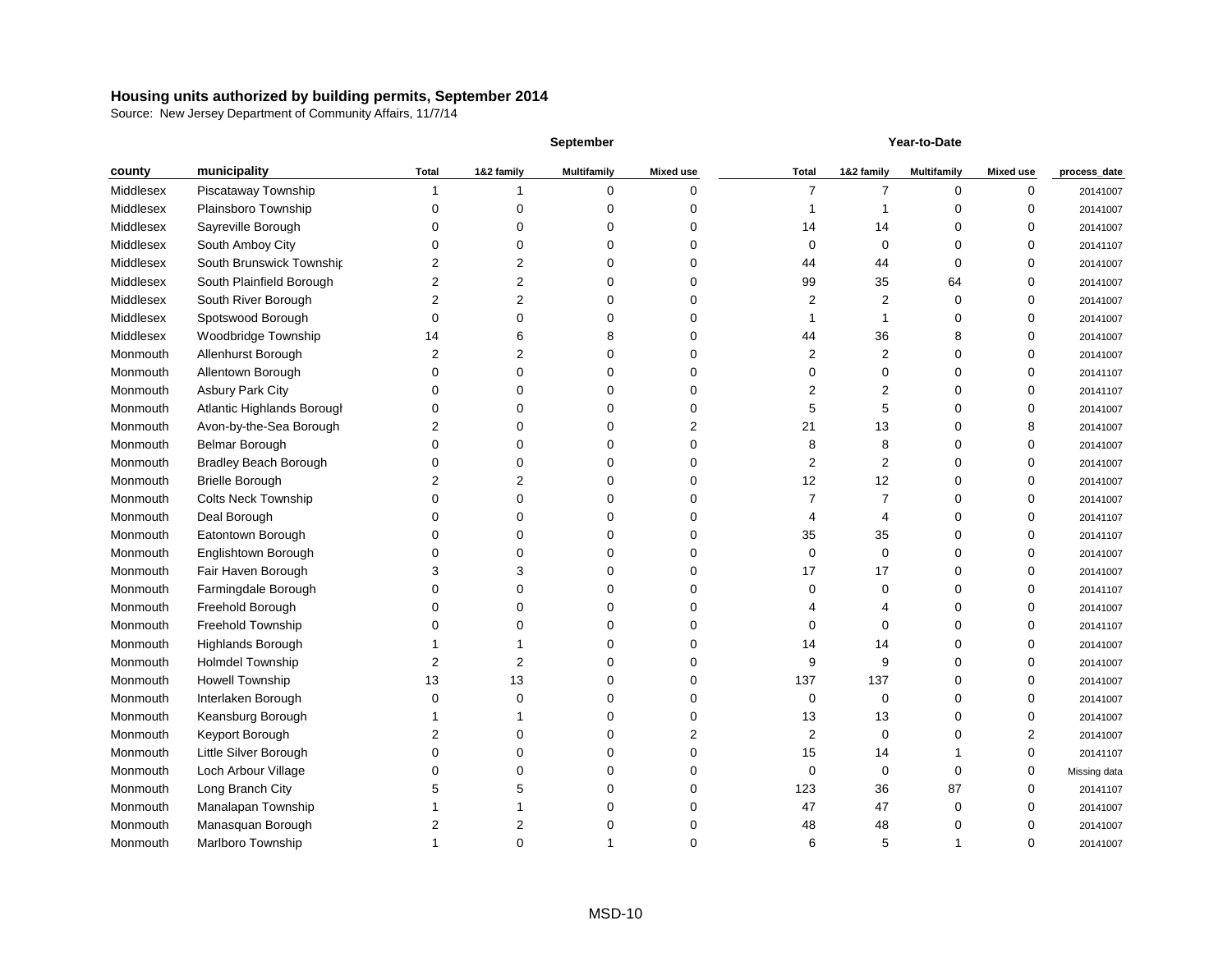# Housing units authorized by building permits, September 2014

Source: New Jersey Department of Community Affairs, 11/7/14

| | | September | | | | Year-to-Date | | | | |
|---|---|---|---|---|---|---|---|---|---|---|
| county | municipality | Total | 1&2 family | Multifamily | Mixed use | Total | 1&2 family | Multifamily | Mixed use | process_date |
| Middlesex | Piscataway Township | 1 | 1 | 0 | 0 | 7 | 7 | 0 | 0 | 20141007 |
| Middlesex | Plainsboro Township | 0 | 0 | 0 | 0 | 1 | 1 | 0 | 0 | 20141007 |
| Middlesex | Sayreville Borough | 0 | 0 | 0 | 0 | 14 | 14 | 0 | 0 | 20141007 |
| Middlesex | South Amboy City | 0 | 0 | 0 | 0 | 0 | 0 | 0 | 0 | 20141107 |
| Middlesex | South Brunswick Township | 2 | 2 | 0 | 0 | 44 | 44 | 0 | 0 | 20141007 |
| Middlesex | South Plainfield Borough | 2 | 2 | 0 | 0 | 99 | 35 | 64 | 0 | 20141007 |
| Middlesex | South River Borough | 2 | 2 | 0 | 0 | 2 | 2 | 0 | 0 | 20141007 |
| Middlesex | Spotswood Borough | 0 | 0 | 0 | 0 | 1 | 1 | 0 | 0 | 20141007 |
| Middlesex | Woodbridge Township | 14 | 6 | 8 | 0 | 44 | 36 | 8 | 0 | 20141007 |
| Monmouth | Allenhurst Borough | 2 | 2 | 0 | 0 | 2 | 2 | 0 | 0 | 20141007 |
| Monmouth | Allentown Borough | 0 | 0 | 0 | 0 | 0 | 0 | 0 | 0 | 20141107 |
| Monmouth | Asbury Park City | 0 | 0 | 0 | 0 | 2 | 2 | 0 | 0 | 20141107 |
| Monmouth | Atlantic Highlands Borough | 0 | 0 | 0 | 0 | 5 | 5 | 0 | 0 | 20141007 |
| Monmouth | Avon-by-the-Sea Borough | 2 | 0 | 0 | 2 | 21 | 13 | 0 | 8 | 20141007 |
| Monmouth | Belmar Borough | 0 | 0 | 0 | 0 | 8 | 8 | 0 | 0 | 20141007 |
| Monmouth | Bradley Beach Borough | 0 | 0 | 0 | 0 | 2 | 2 | 0 | 0 | 20141007 |
| Monmouth | Brielle Borough | 2 | 2 | 0 | 0 | 12 | 12 | 0 | 0 | 20141007 |
| Monmouth | Colts Neck Township | 0 | 0 | 0 | 0 | 7 | 7 | 0 | 0 | 20141007 |
| Monmouth | Deal Borough | 0 | 0 | 0 | 0 | 4 | 4 | 0 | 0 | 20141107 |
| Monmouth | Eatontown Borough | 0 | 0 | 0 | 0 | 35 | 35 | 0 | 0 | 20141107 |
| Monmouth | Englishtown Borough | 0 | 0 | 0 | 0 | 0 | 0 | 0 | 0 | 20141007 |
| Monmouth | Fair Haven Borough | 3 | 3 | 0 | 0 | 17 | 17 | 0 | 0 | 20141007 |
| Monmouth | Farmingdale Borough | 0 | 0 | 0 | 0 | 0 | 0 | 0 | 0 | 20141107 |
| Monmouth | Freehold Borough | 0 | 0 | 0 | 0 | 4 | 4 | 0 | 0 | 20141007 |
| Monmouth | Freehold Township | 0 | 0 | 0 | 0 | 0 | 0 | 0 | 0 | 20141107 |
| Monmouth | Highlands Borough | 1 | 1 | 0 | 0 | 14 | 14 | 0 | 0 | 20141007 |
| Monmouth | Holmdel Township | 2 | 2 | 0 | 0 | 9 | 9 | 0 | 0 | 20141007 |
| Monmouth | Howell Township | 13 | 13 | 0 | 0 | 137 | 137 | 0 | 0 | 20141007 |
| Monmouth | Interlaken Borough | 0 | 0 | 0 | 0 | 0 | 0 | 0 | 0 | 20141007 |
| Monmouth | Keansburg Borough | 1 | 1 | 0 | 0 | 13 | 13 | 0 | 0 | 20141007 |
| Monmouth | Keyport Borough | 2 | 0 | 0 | 2 | 2 | 0 | 0 | 2 | 20141007 |
| Monmouth | Little Silver Borough | 0 | 0 | 0 | 0 | 15 | 14 | 1 | 0 | 20141107 |
| Monmouth | Loch Arbour Village | 0 | 0 | 0 | 0 | 0 | 0 | 0 | 0 | Missing data |
| Monmouth | Long Branch City | 5 | 5 | 0 | 0 | 123 | 36 | 87 | 0 | 20141107 |
| Monmouth | Manalapan Township | 1 | 1 | 0 | 0 | 47 | 47 | 0 | 0 | 20141007 |
| Monmouth | Manasquan Borough | 2 | 2 | 0 | 0 | 48 | 48 | 0 | 0 | 20141007 |
| Monmouth | Marlboro Township | 1 | 0 | 1 | 0 | 6 | 5 | 1 | 0 | 20141007 |

MSD-10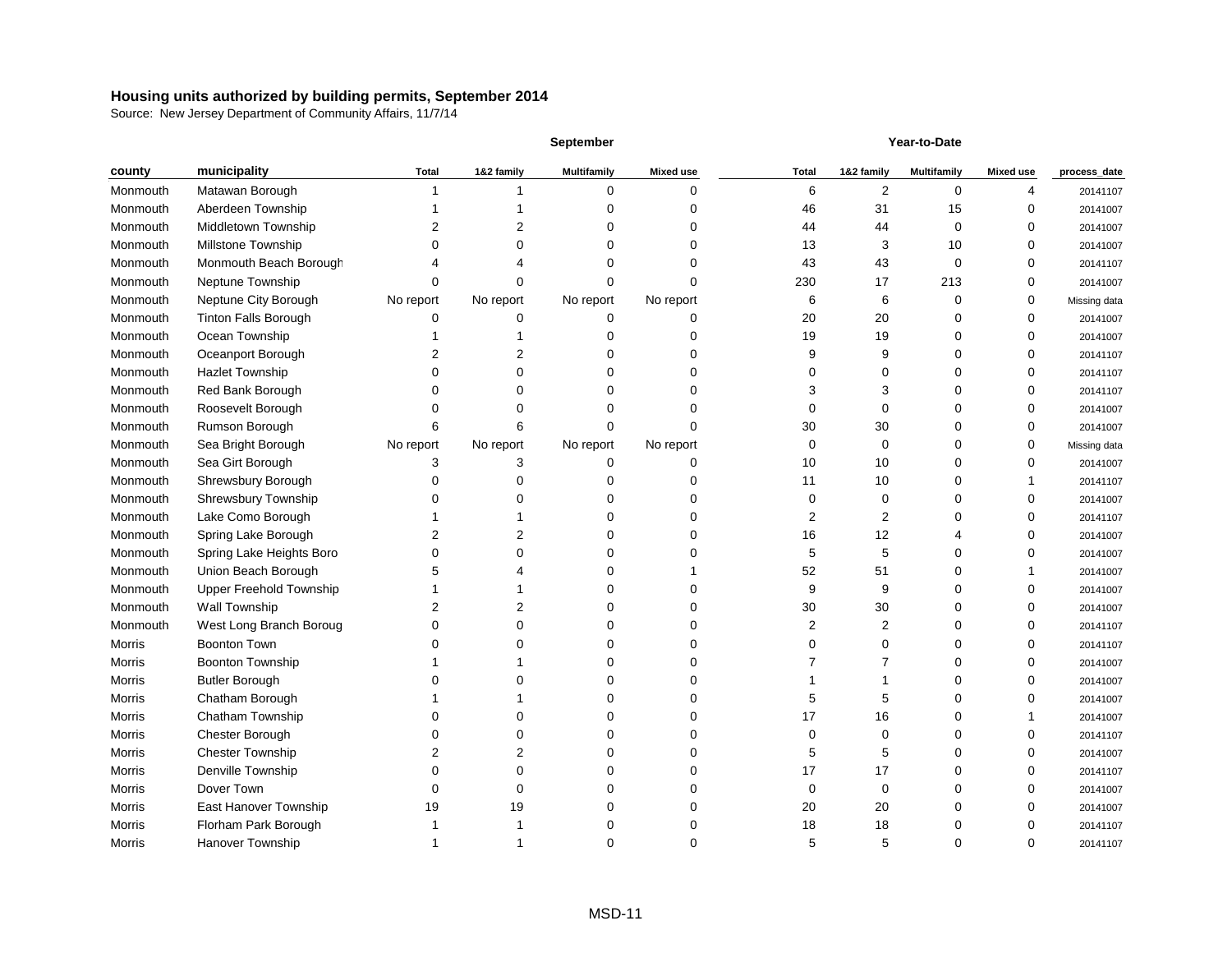**Housing units authorized by building permits, September 2014**

Source: New Jersey Department of Community Affairs, 11/7/14

| | | September | | | | Year-to-Date | | | | |
|---|---|---|---|---|---|---|---|---|---|---|
| county | municipality | Total | 1&2 family | Multifamily | Mixed use | Total | 1&2 family | Multifamily | Mixed use | process_date |
| Monmouth | Matawan Borough | 1 | 1 | 0 | 0 | 6 | 2 | 0 | 4 | 20141107 |
| Monmouth | Aberdeen Township | 1 | 1 | 0 | 0 | 46 | 31 | 15 | 0 | 20141007 |
| Monmouth | Middletown Township | 2 | 2 | 0 | 0 | 44 | 44 | 0 | 0 | 20141007 |
| Monmouth | Millstone Township | 0 | 0 | 0 | 0 | 13 | 3 | 10 | 0 | 20141007 |
| Monmouth | Monmouth Beach Borough | 4 | 4 | 0 | 0 | 43 | 43 | 0 | 0 | 20141107 |
| Monmouth | Neptune Township | 0 | 0 | 0 | 0 | 230 | 17 | 213 | 0 | 20141007 |
| Monmouth | Neptune City Borough | No report | No report | No report | No report | 6 | 6 | 0 | 0 | Missing data |
| Monmouth | Tinton Falls Borough | 0 | 0 | 0 | 0 | 20 | 20 | 0 | 0 | 20141007 |
| Monmouth | Ocean Township | 1 | 1 | 0 | 0 | 19 | 19 | 0 | 0 | 20141007 |
| Monmouth | Oceanport Borough | 2 | 2 | 0 | 0 | 9 | 9 | 0 | 0 | 20141107 |
| Monmouth | Hazlet Township | 0 | 0 | 0 | 0 | 0 | 0 | 0 | 0 | 20141107 |
| Monmouth | Red Bank Borough | 0 | 0 | 0 | 0 | 3 | 3 | 0 | 0 | 20141107 |
| Monmouth | Roosevelt Borough | 0 | 0 | 0 | 0 | 0 | 0 | 0 | 0 | 20141007 |
| Monmouth | Rumson Borough | 6 | 6 | 0 | 0 | 30 | 30 | 0 | 0 | 20141007 |
| Monmouth | Sea Bright Borough | No report | No report | No report | No report | 0 | 0 | 0 | 0 | Missing data |
| Monmouth | Sea Girt Borough | 3 | 3 | 0 | 0 | 10 | 10 | 0 | 0 | 20141007 |
| Monmouth | Shrewsbury Borough | 0 | 0 | 0 | 0 | 11 | 10 | 0 | 1 | 20141107 |
| Monmouth | Shrewsbury Township | 0 | 0 | 0 | 0 | 0 | 0 | 0 | 0 | 20141007 |
| Monmouth | Lake Como Borough | 1 | 1 | 0 | 0 | 2 | 2 | 0 | 0 | 20141107 |
| Monmouth | Spring Lake Borough | 2 | 2 | 0 | 0 | 16 | 12 | 4 | 0 | 20141007 |
| Monmouth | Spring Lake Heights Boro | 0 | 0 | 0 | 0 | 5 | 5 | 0 | 0 | 20141007 |
| Monmouth | Union Beach Borough | 5 | 4 | 0 | 1 | 52 | 51 | 0 | 1 | 20141007 |
| Monmouth | Upper Freehold Township | 1 | 1 | 0 | 0 | 9 | 9 | 0 | 0 | 20141007 |
| Monmouth | Wall Township | 2 | 2 | 0 | 0 | 30 | 30 | 0 | 0 | 20141007 |
| Monmouth | West Long Branch Boroug | 0 | 0 | 0 | 0 | 2 | 2 | 0 | 0 | 20141107 |
| Morris | Boonton Town | 0 | 0 | 0 | 0 | 0 | 0 | 0 | 0 | 20141107 |
| Morris | Boonton Township | 1 | 1 | 0 | 0 | 7 | 7 | 0 | 0 | 20141007 |
| Morris | Butler Borough | 0 | 0 | 0 | 0 | 1 | 1 | 0 | 0 | 20141007 |
| Morris | Chatham Borough | 1 | 1 | 0 | 0 | 5 | 5 | 0 | 0 | 20141007 |
| Morris | Chatham Township | 0 | 0 | 0 | 0 | 17 | 16 | 0 | 1 | 20141007 |
| Morris | Chester Borough | 0 | 0 | 0 | 0 | 0 | 0 | 0 | 0 | 20141107 |
| Morris | Chester Township | 2 | 2 | 0 | 0 | 5 | 5 | 0 | 0 | 20141007 |
| Morris | Denville Township | 0 | 0 | 0 | 0 | 17 | 17 | 0 | 0 | 20141107 |
| Morris | Dover Town | 0 | 0 | 0 | 0 | 0 | 0 | 0 | 0 | 20141007 |
| Morris | East Hanover Township | 19 | 19 | 0 | 0 | 20 | 20 | 0 | 0 | 20141007 |
| Morris | Florham Park Borough | 1 | 1 | 0 | 0 | 18 | 18 | 0 | 0 | 20141107 |
| Morris | Hanover Township | 1 | 1 | 0 | 0 | 5 | 5 | 0 | 0 | 20141107 |

MSD-11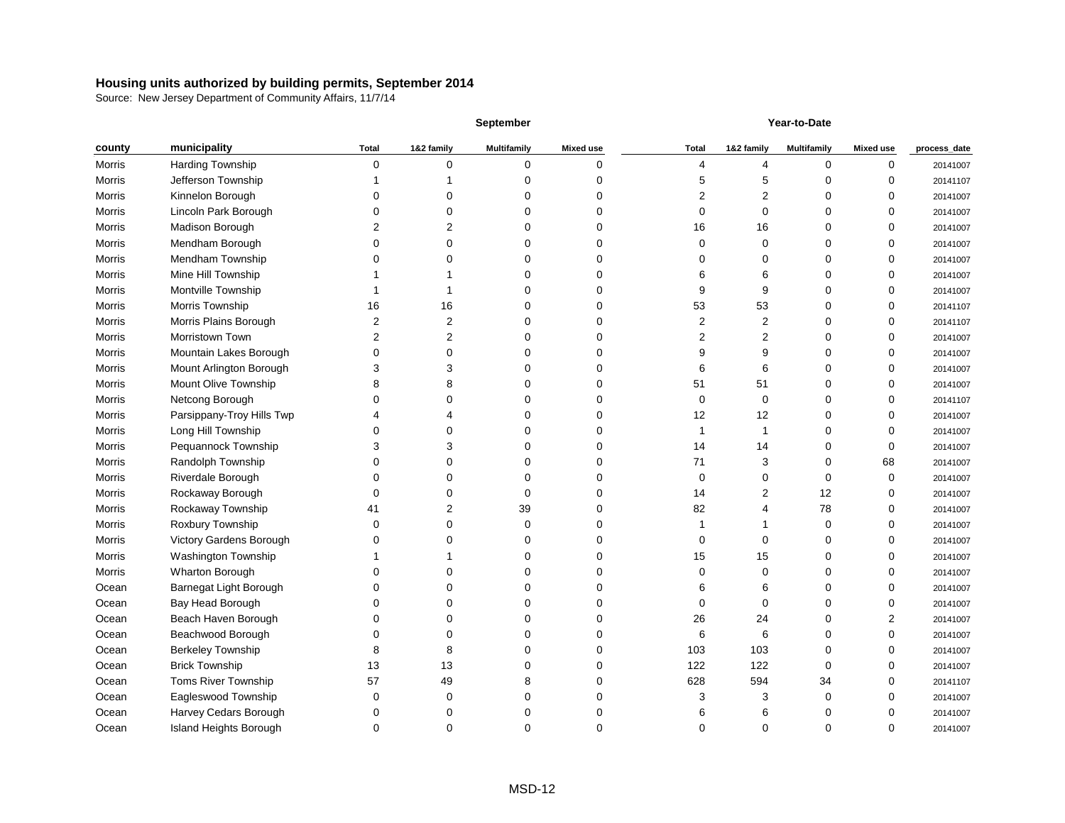**Housing units authorized by building permits, September 2014**

Source: New Jersey Department of Community Affairs, 11/7/14

| county | municipality | September Total | September 1&2 family | September Multifamily | September Mixed use | Year-to-Date Total | Year-to-Date 1&2 family | Year-to-Date Multifamily | Year-to-Date Mixed use | process_date |
|---|---|---|---|---|---|---|---|---|---|---|
| Morris | Harding Township | 0 | 0 | 0 | 0 | 4 | 4 | 0 | 0 | 20141007 |
| Morris | Jefferson Township | 1 | 1 | 0 | 0 | 5 | 5 | 0 | 0 | 20141107 |
| Morris | Kinnelon Borough | 0 | 0 | 0 | 0 | 2 | 2 | 0 | 0 | 20141007 |
| Morris | Lincoln Park Borough | 0 | 0 | 0 | 0 | 0 | 0 | 0 | 0 | 20141007 |
| Morris | Madison Borough | 2 | 2 | 0 | 0 | 16 | 16 | 0 | 0 | 20141007 |
| Morris | Mendham Borough | 0 | 0 | 0 | 0 | 0 | 0 | 0 | 0 | 20141007 |
| Morris | Mendham Township | 0 | 0 | 0 | 0 | 0 | 0 | 0 | 0 | 20141007 |
| Morris | Mine Hill Township | 1 | 1 | 0 | 0 | 6 | 6 | 0 | 0 | 20141007 |
| Morris | Montville Township | 1 | 1 | 0 | 0 | 9 | 9 | 0 | 0 | 20141007 |
| Morris | Morris Township | 16 | 16 | 0 | 0 | 53 | 53 | 0 | 0 | 20141107 |
| Morris | Morris Plains Borough | 2 | 2 | 0 | 0 | 2 | 2 | 0 | 0 | 20141107 |
| Morris | Morristown Town | 2 | 2 | 0 | 0 | 2 | 2 | 0 | 0 | 20141007 |
| Morris | Mountain Lakes Borough | 0 | 0 | 0 | 0 | 9 | 9 | 0 | 0 | 20141007 |
| Morris | Mount Arlington Borough | 3 | 3 | 0 | 0 | 6 | 6 | 0 | 0 | 20141007 |
| Morris | Mount Olive Township | 8 | 8 | 0 | 0 | 51 | 51 | 0 | 0 | 20141007 |
| Morris | Netcong Borough | 0 | 0 | 0 | 0 | 0 | 0 | 0 | 0 | 20141107 |
| Morris | Parsippany-Troy Hills Twp | 4 | 4 | 0 | 0 | 12 | 12 | 0 | 0 | 20141007 |
| Morris | Long Hill Township | 0 | 0 | 0 | 0 | 1 | 1 | 0 | 0 | 20141007 |
| Morris | Pequannock Township | 3 | 3 | 0 | 0 | 14 | 14 | 0 | 0 | 20141007 |
| Morris | Randolph Township | 0 | 0 | 0 | 0 | 71 | 3 | 0 | 68 | 20141007 |
| Morris | Riverdale Borough | 0 | 0 | 0 | 0 | 0 | 0 | 0 | 0 | 20141007 |
| Morris | Rockaway Borough | 0 | 0 | 0 | 0 | 14 | 2 | 12 | 0 | 20141007 |
| Morris | Rockaway Township | 41 | 2 | 39 | 0 | 82 | 4 | 78 | 0 | 20141007 |
| Morris | Roxbury Township | 0 | 0 | 0 | 0 | 1 | 1 | 0 | 0 | 20141007 |
| Morris | Victory Gardens Borough | 0 | 0 | 0 | 0 | 0 | 0 | 0 | 0 | 20141007 |
| Morris | Washington Township | 1 | 1 | 0 | 0 | 15 | 15 | 0 | 0 | 20141007 |
| Morris | Wharton Borough | 0 | 0 | 0 | 0 | 0 | 0 | 0 | 0 | 20141007 |
| Ocean | Barnegat Light Borough | 0 | 0 | 0 | 0 | 6 | 6 | 0 | 0 | 20141007 |
| Ocean | Bay Head Borough | 0 | 0 | 0 | 0 | 0 | 0 | 0 | 0 | 20141007 |
| Ocean | Beach Haven Borough | 0 | 0 | 0 | 0 | 26 | 24 | 0 | 2 | 20141007 |
| Ocean | Beachwood Borough | 0 | 0 | 0 | 0 | 6 | 6 | 0 | 0 | 20141007 |
| Ocean | Berkeley Township | 8 | 8 | 0 | 0 | 103 | 103 | 0 | 0 | 20141007 |
| Ocean | Brick Township | 13 | 13 | 0 | 0 | 122 | 122 | 0 | 0 | 20141007 |
| Ocean | Toms River Township | 57 | 49 | 8 | 0 | 628 | 594 | 34 | 0 | 20141107 |
| Ocean | Eagleswood Township | 0 | 0 | 0 | 0 | 3 | 3 | 0 | 0 | 20141007 |
| Ocean | Harvey Cedars Borough | 0 | 0 | 0 | 0 | 6 | 6 | 0 | 0 | 20141007 |
| Ocean | Island Heights Borough | 0 | 0 | 0 | 0 | 0 | 0 | 0 | 0 | 20141007 |

MSD-12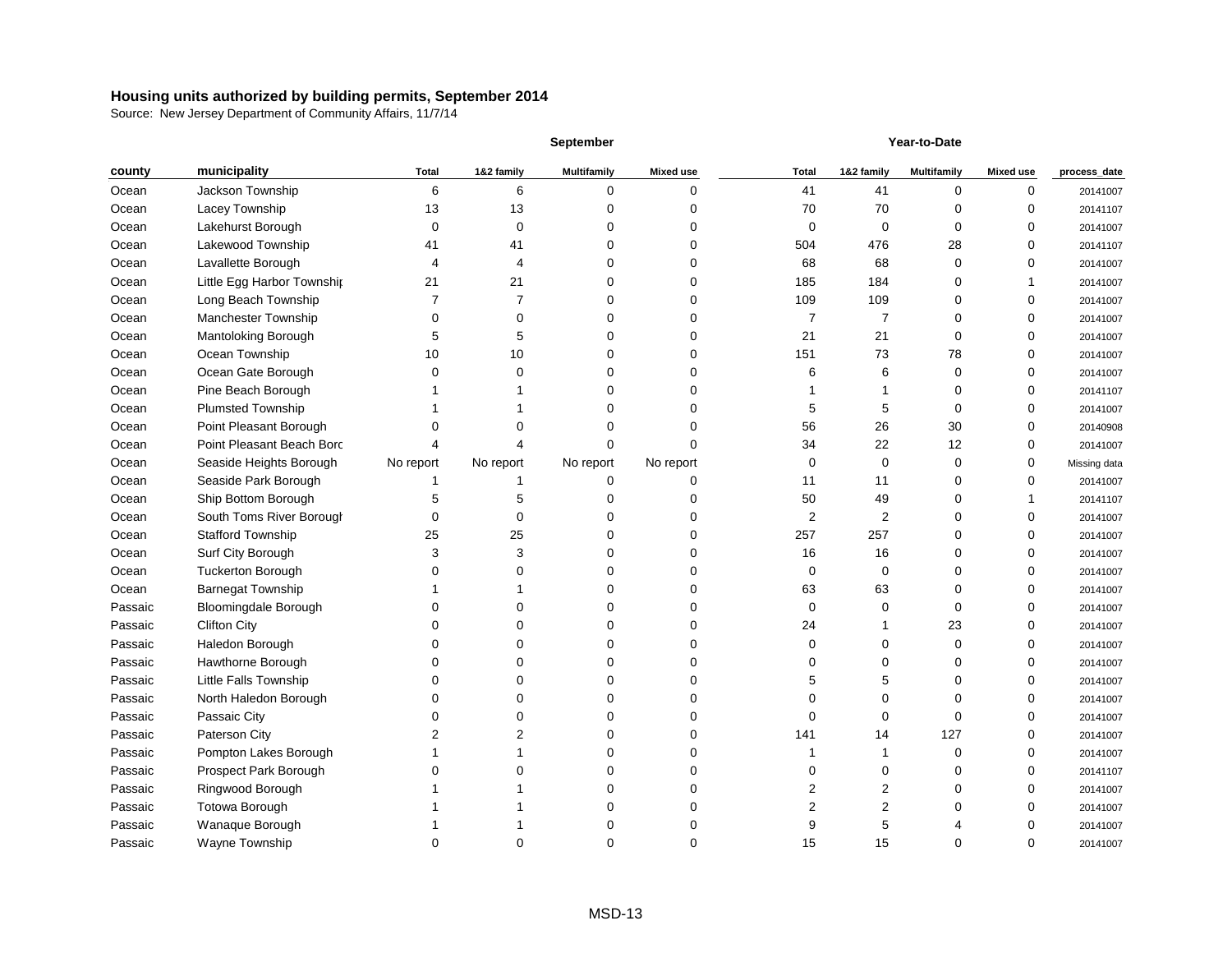# Housing units authorized by building permits, September 2014

Source: New Jersey Department of Community Affairs, 11/7/14

| county | municipality | September | | | | Year-to-Date | | | | process_date |
|---|---|---|---|---|---|---|---|---|---|---|
| | | Total | 1&2 family | Multifamily | Mixed use | Total | 1&2 family | Multifamily | Mixed use | |
| Ocean | Jackson Township | 6 | 6 | 0 | 0 | 41 | 41 | 0 | 0 | 20141007 |
| Ocean | Lacey Township | 13 | 13 | 0 | 0 | 70 | 70 | 0 | 0 | 20141107 |
| Ocean | Lakehurst Borough | 0 | 0 | 0 | 0 | 0 | 0 | 0 | 0 | 20141007 |
| Ocean | Lakewood Township | 41 | 41 | 0 | 0 | 504 | 476 | 28 | 0 | 20141107 |
| Ocean | Lavallette Borough | 4 | 4 | 0 | 0 | 68 | 68 | 0 | 0 | 20141007 |
| Ocean | Little Egg Harbor Townshi | 21 | 21 | 0 | 0 | 185 | 184 | 0 | 1 | 20141007 |
| Ocean | Long Beach Township | 7 | 7 | 0 | 0 | 109 | 109 | 0 | 0 | 20141007 |
| Ocean | Manchester Township | 0 | 0 | 0 | 0 | 7 | 7 | 0 | 0 | 20141007 |
| Ocean | Mantoloking Borough | 5 | 5 | 0 | 0 | 21 | 21 | 0 | 0 | 20141007 |
| Ocean | Ocean Township | 10 | 10 | 0 | 0 | 151 | 73 | 78 | 0 | 20141007 |
| Ocean | Ocean Gate Borough | 0 | 0 | 0 | 0 | 6 | 6 | 0 | 0 | 20141007 |
| Ocean | Pine Beach Borough | 1 | 1 | 0 | 0 | 1 | 1 | 0 | 0 | 20141107 |
| Ocean | Plumsted Township | 1 | 1 | 0 | 0 | 5 | 5 | 0 | 0 | 20141007 |
| Ocean | Point Pleasant Borough | 0 | 0 | 0 | 0 | 56 | 26 | 30 | 0 | 20140908 |
| Ocean | Point Pleasant Beach Borc | 4 | 4 | 0 | 0 | 34 | 22 | 12 | 0 | 20141007 |
| Ocean | Seaside Heights Borough | No report | No report | No report | No report | 0 | 0 | 0 | 0 | Missing data |
| Ocean | Seaside Park Borough | 1 | 1 | 0 | 0 | 11 | 11 | 0 | 0 | 20141007 |
| Ocean | Ship Bottom Borough | 5 | 5 | 0 | 0 | 50 | 49 | 0 | 1 | 20141107 |
| Ocean | South Toms River Borougl | 0 | 0 | 0 | 0 | 2 | 2 | 0 | 0 | 20141007 |
| Ocean | Stafford Township | 25 | 25 | 0 | 0 | 257 | 257 | 0 | 0 | 20141007 |
| Ocean | Surf City Borough | 3 | 3 | 0 | 0 | 16 | 16 | 0 | 0 | 20141007 |
| Ocean | Tuckerton Borough | 0 | 0 | 0 | 0 | 0 | 0 | 0 | 0 | 20141007 |
| Ocean | Barnegat Township | 1 | 1 | 0 | 0 | 63 | 63 | 0 | 0 | 20141007 |
| Passaic | Bloomingdale Borough | 0 | 0 | 0 | 0 | 0 | 0 | 0 | 0 | 20141007 |
| Passaic | Clifton City | 0 | 0 | 0 | 0 | 24 | 1 | 23 | 0 | 20141007 |
| Passaic | Haledon Borough | 0 | 0 | 0 | 0 | 0 | 0 | 0 | 0 | 20141007 |
| Passaic | Hawthorne Borough | 0 | 0 | 0 | 0 | 0 | 0 | 0 | 0 | 20141007 |
| Passaic | Little Falls Township | 0 | 0 | 0 | 0 | 5 | 5 | 0 | 0 | 20141007 |
| Passaic | North Haledon Borough | 0 | 0 | 0 | 0 | 0 | 0 | 0 | 0 | 20141007 |
| Passaic | Passaic City | 0 | 0 | 0 | 0 | 0 | 0 | 0 | 0 | 20141007 |
| Passaic | Paterson City | 2 | 2 | 0 | 0 | 141 | 14 | 127 | 0 | 20141007 |
| Passaic | Pompton Lakes Borough | 1 | 1 | 0 | 0 | 1 | 1 | 0 | 0 | 20141007 |
| Passaic | Prospect Park Borough | 0 | 0 | 0 | 0 | 0 | 0 | 0 | 0 | 20141107 |
| Passaic | Ringwood Borough | 1 | 1 | 0 | 0 | 2 | 2 | 0 | 0 | 20141007 |
| Passaic | Totowa Borough | 1 | 1 | 0 | 0 | 2 | 2 | 0 | 0 | 20141007 |
| Passaic | Wanaque Borough | 1 | 1 | 0 | 0 | 9 | 5 | 4 | 0 | 20141007 |
| Passaic | Wayne Township | 0 | 0 | 0 | 0 | 15 | 15 | 0 | 0 | 20141007 |

MSD-13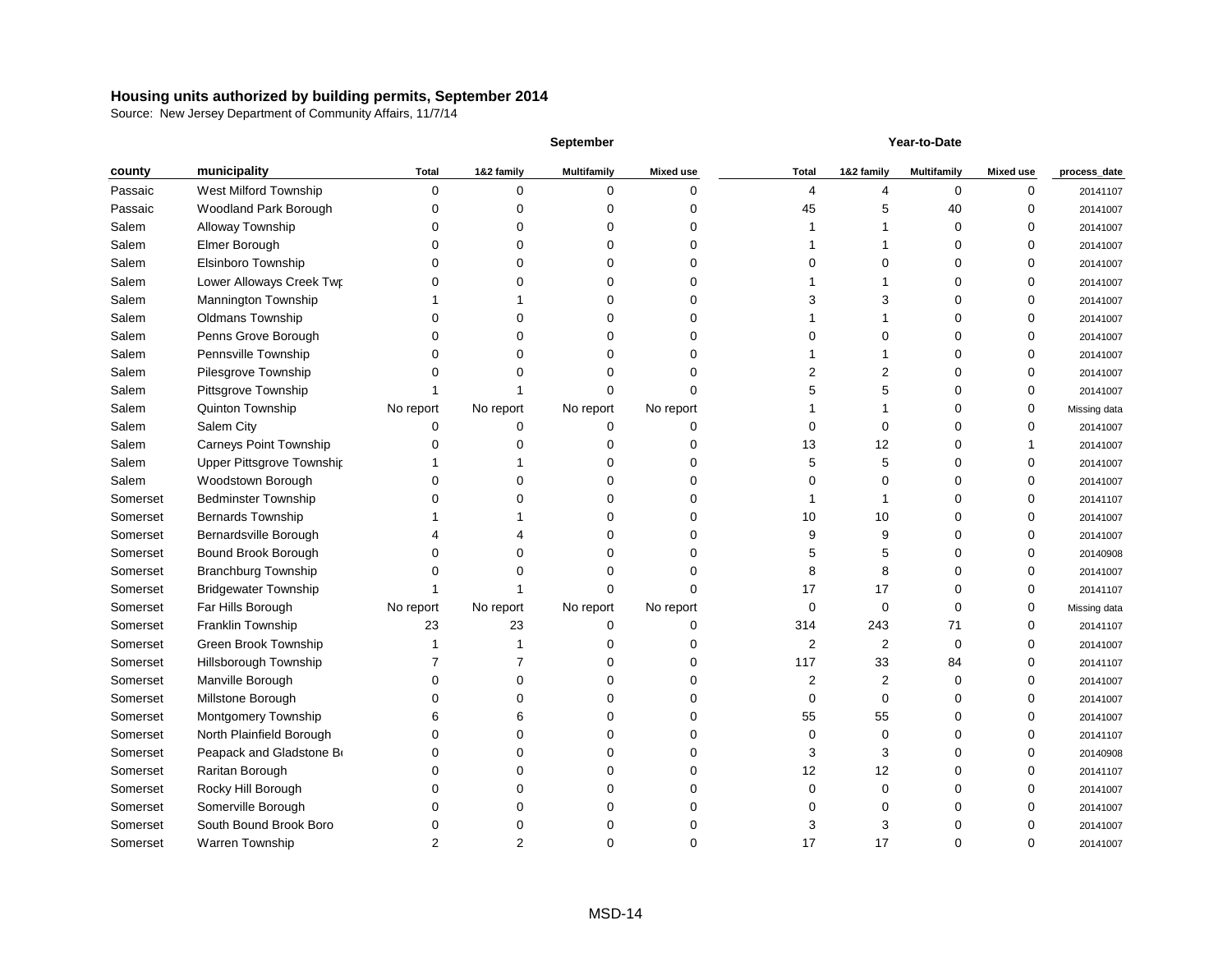**Housing units authorized by building permits, September 2014**

Source: New Jersey Department of Community Affairs, 11/7/14

| | | September | | | | Year-to-Date | | | | |
|---|---|---|---|---|---|---|---|---|---|---|
| county | municipality | Total | 1&2 family | Multifamily | Mixed use | Total | 1&2 family | Multifamily | Mixed use | process_date |
| Passaic | West Milford Township | 0 | 0 | 0 | 0 | 4 | 4 | 0 | 0 | 20141107 |
| Passaic | Woodland Park Borough | 0 | 0 | 0 | 0 | 45 | 5 | 40 | 0 | 20141007 |
| Salem | Alloway Township | 0 | 0 | 0 | 0 | 1 | 1 | 0 | 0 | 20141007 |
| Salem | Elmer Borough | 0 | 0 | 0 | 0 | 1 | 1 | 0 | 0 | 20141007 |
| Salem | Elsinboro Township | 0 | 0 | 0 | 0 | 0 | 0 | 0 | 0 | 20141007 |
| Salem | Lower Alloways Creek Twp | 0 | 0 | 0 | 0 | 1 | 1 | 0 | 0 | 20141007 |
| Salem | Mannington Township | 1 | 1 | 0 | 0 | 3 | 3 | 0 | 0 | 20141007 |
| Salem | Oldmans Township | 0 | 0 | 0 | 0 | 1 | 1 | 0 | 0 | 20141007 |
| Salem | Penns Grove Borough | 0 | 0 | 0 | 0 | 0 | 0 | 0 | 0 | 20141007 |
| Salem | Pennsville Township | 0 | 0 | 0 | 0 | 1 | 1 | 0 | 0 | 20141007 |
| Salem | Pilesgrove Township | 0 | 0 | 0 | 0 | 2 | 2 | 0 | 0 | 20141007 |
| Salem | Pittsgrove Township | 1 | 1 | 0 | 0 | 5 | 5 | 0 | 0 | 20141007 |
| Salem | Quinton Township | No report | No report | No report | No report | 1 | 1 | 0 | 0 | Missing data |
| Salem | Salem City | 0 | 0 | 0 | 0 | 0 | 0 | 0 | 0 | 20141007 |
| Salem | Carneys Point Township | 0 | 0 | 0 | 0 | 13 | 12 | 0 | 1 | 20141007 |
| Salem | Upper Pittsgrove Township | 1 | 1 | 0 | 0 | 5 | 5 | 0 | 0 | 20141007 |
| Salem | Woodstown Borough | 0 | 0 | 0 | 0 | 0 | 0 | 0 | 0 | 20141007 |
| Somerset | Bedminster Township | 0 | 0 | 0 | 0 | 1 | 1 | 0 | 0 | 20141107 |
| Somerset | Bernards Township | 1 | 1 | 0 | 0 | 10 | 10 | 0 | 0 | 20141007 |
| Somerset | Bernardsville Borough | 4 | 4 | 0 | 0 | 9 | 9 | 0 | 0 | 20141007 |
| Somerset | Bound Brook Borough | 0 | 0 | 0 | 0 | 5 | 5 | 0 | 0 | 20140908 |
| Somerset | Branchburg Township | 0 | 0 | 0 | 0 | 8 | 8 | 0 | 0 | 20141007 |
| Somerset | Bridgewater Township | 1 | 1 | 0 | 0 | 17 | 17 | 0 | 0 | 20141107 |
| Somerset | Far Hills Borough | No report | No report | No report | No report | 0 | 0 | 0 | 0 | Missing data |
| Somerset | Franklin Township | 23 | 23 | 0 | 0 | 314 | 243 | 71 | 0 | 20141107 |
| Somerset | Green Brook Township | 1 | 1 | 0 | 0 | 2 | 2 | 0 | 0 | 20141007 |
| Somerset | Hillsborough Township | 7 | 7 | 0 | 0 | 117 | 33 | 84 | 0 | 20141107 |
| Somerset | Manville Borough | 0 | 0 | 0 | 0 | 2 | 2 | 0 | 0 | 20141007 |
| Somerset | Millstone Borough | 0 | 0 | 0 | 0 | 0 | 0 | 0 | 0 | 20141007 |
| Somerset | Montgomery Township | 6 | 6 | 0 | 0 | 55 | 55 | 0 | 0 | 20141007 |
| Somerset | North Plainfield Borough | 0 | 0 | 0 | 0 | 0 | 0 | 0 | 0 | 20141107 |
| Somerset | Peapack and Gladstone Bo | 0 | 0 | 0 | 0 | 3 | 3 | 0 | 0 | 20140908 |
| Somerset | Raritan Borough | 0 | 0 | 0 | 0 | 12 | 12 | 0 | 0 | 20141107 |
| Somerset | Rocky Hill Borough | 0 | 0 | 0 | 0 | 0 | 0 | 0 | 0 | 20141007 |
| Somerset | Somerville Borough | 0 | 0 | 0 | 0 | 0 | 0 | 0 | 0 | 20141007 |
| Somerset | South Bound Brook Boro | 0 | 0 | 0 | 0 | 3 | 3 | 0 | 0 | 20141007 |
| Somerset | Warren Township | 2 | 2 | 0 | 0 | 17 | 17 | 0 | 0 | 20141007 |

MSD-14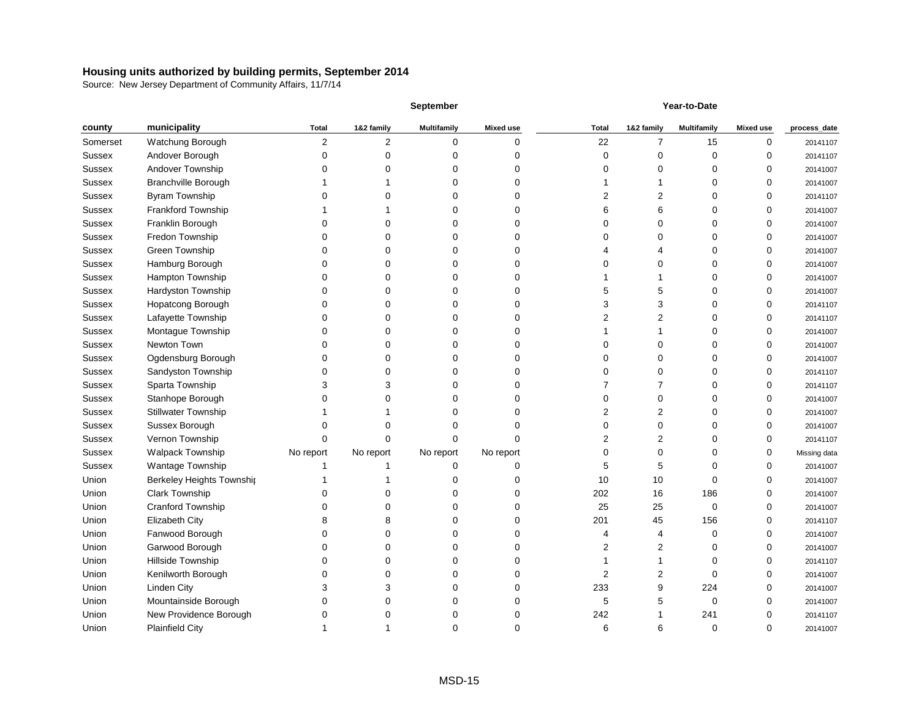## Housing units authorized by building permits, September 2014

Source: New Jersey Department of Community Affairs, 11/7/14

| | | September | | | | Year-to-Date | | | | |
|---|---|---|---|---|---|---|---|---|---|---|
| county | municipality | Total | 1&2 family | Multifamily | Mixed use | Total | 1&2 family | Multifamily | Mixed use | process_date |
| Somerset | Watchung Borough | 2 | 2 | 0 | 0 | 22 | 7 | 15 | 0 | 20141107 |
| Sussex | Andover Borough | 0 | 0 | 0 | 0 | 0 | 0 | 0 | 0 | 20141107 |
| Sussex | Andover Township | 0 | 0 | 0 | 0 | 0 | 0 | 0 | 0 | 20141007 |
| Sussex | Branchville Borough | 1 | 1 | 0 | 0 | 1 | 1 | 0 | 0 | 20141007 |
| Sussex | Byram Township | 0 | 0 | 0 | 0 | 2 | 2 | 0 | 0 | 20141107 |
| Sussex | Frankford Township | 1 | 1 | 0 | 0 | 6 | 6 | 0 | 0 | 20141007 |
| Sussex | Franklin Borough | 0 | 0 | 0 | 0 | 0 | 0 | 0 | 0 | 20141007 |
| Sussex | Fredon Township | 0 | 0 | 0 | 0 | 0 | 0 | 0 | 0 | 20141007 |
| Sussex | Green Township | 0 | 0 | 0 | 0 | 4 | 4 | 0 | 0 | 20141007 |
| Sussex | Hamburg Borough | 0 | 0 | 0 | 0 | 0 | 0 | 0 | 0 | 20141007 |
| Sussex | Hampton Township | 0 | 0 | 0 | 0 | 1 | 1 | 0 | 0 | 20141007 |
| Sussex | Hardyston Township | 0 | 0 | 0 | 0 | 5 | 5 | 0 | 0 | 20141007 |
| Sussex | Hopatcong Borough | 0 | 0 | 0 | 0 | 3 | 3 | 0 | 0 | 20141107 |
| Sussex | Lafayette Township | 0 | 0 | 0 | 0 | 2 | 2 | 0 | 0 | 20141107 |
| Sussex | Montague Township | 0 | 0 | 0 | 0 | 1 | 1 | 0 | 0 | 20141007 |
| Sussex | Newton Town | 0 | 0 | 0 | 0 | 0 | 0 | 0 | 0 | 20141007 |
| Sussex | Ogdensburg Borough | 0 | 0 | 0 | 0 | 0 | 0 | 0 | 0 | 20141007 |
| Sussex | Sandyston Township | 0 | 0 | 0 | 0 | 0 | 0 | 0 | 0 | 20141107 |
| Sussex | Sparta Township | 3 | 3 | 0 | 0 | 7 | 7 | 0 | 0 | 20141107 |
| Sussex | Stanhope Borough | 0 | 0 | 0 | 0 | 0 | 0 | 0 | 0 | 20141007 |
| Sussex | Stillwater Township | 1 | 1 | 0 | 0 | 2 | 2 | 0 | 0 | 20141007 |
| Sussex | Sussex Borough | 0 | 0 | 0 | 0 | 0 | 0 | 0 | 0 | 20141007 |
| Sussex | Vernon Township | 0 | 0 | 0 | 0 | 2 | 2 | 0 | 0 | 20141107 |
| Sussex | Walpack Township | No report | No report | No report | No report | 0 | 0 | 0 | 0 | Missing data |
| Sussex | Wantage Township | 1 | 1 | 0 | 0 | 5 | 5 | 0 | 0 | 20141007 |
| Union | Berkeley Heights Townshi | 1 | 1 | 0 | 0 | 10 | 10 | 0 | 0 | 20141007 |
| Union | Clark Township | 0 | 0 | 0 | 0 | 202 | 16 | 186 | 0 | 20141007 |
| Union | Cranford Township | 0 | 0 | 0 | 0 | 25 | 25 | 0 | 0 | 20141007 |
| Union | Elizabeth City | 8 | 8 | 0 | 0 | 201 | 45 | 156 | 0 | 20141107 |
| Union | Fanwood Borough | 0 | 0 | 0 | 0 | 4 | 4 | 0 | 0 | 20141007 |
| Union | Garwood Borough | 0 | 0 | 0 | 0 | 2 | 2 | 0 | 0 | 20141007 |
| Union | Hillside Township | 0 | 0 | 0 | 0 | 1 | 1 | 0 | 0 | 20141107 |
| Union | Kenilworth Borough | 0 | 0 | 0 | 0 | 2 | 2 | 0 | 0 | 20141007 |
| Union | Linden City | 3 | 3 | 0 | 0 | 233 | 9 | 224 | 0 | 20141007 |
| Union | Mountainside Borough | 0 | 0 | 0 | 0 | 5 | 5 | 0 | 0 | 20141007 |
| Union | New Providence Borough | 0 | 0 | 0 | 0 | 242 | 1 | 241 | 0 | 20141107 |
| Union | Plainfield City | 1 | 1 | 0 | 0 | 6 | 6 | 0 | 0 | 20141007 |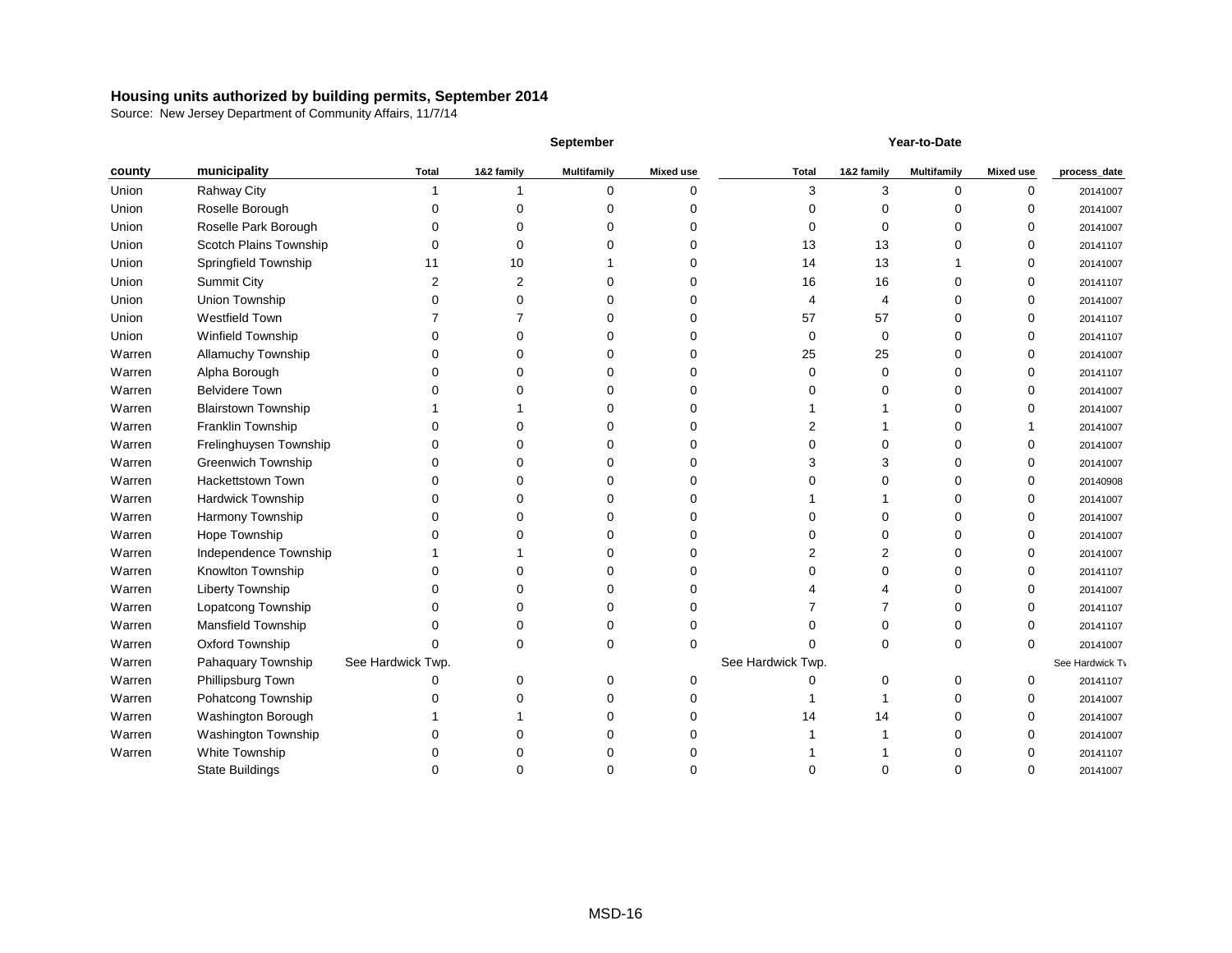**Housing units authorized by building permits, September 2014**

Source: New Jersey Department of Community Affairs, 11/7/14

| | | September | | | | Year-to-Date | | | | |
|---|---|---|---|---|---|---|---|---|---|---|
| county | municipality | Total | 1&2 family | Multifamily | Mixed use | Total | 1&2 family | Multifamily | Mixed use | process_date |
| Union | Rahway City | 1 | 1 | 0 | 0 | 3 | 3 | 0 | 0 | 20141007 |
| Union | Roselle Borough | 0 | 0 | 0 | 0 | 0 | 0 | 0 | 0 | 20141007 |
| Union | Roselle Park Borough | 0 | 0 | 0 | 0 | 0 | 0 | 0 | 0 | 20141007 |
| Union | Scotch Plains Township | 0 | 0 | 0 | 0 | 13 | 13 | 0 | 0 | 20141107 |
| Union | Springfield Township | 11 | 10 | 1 | 0 | 14 | 13 | 1 | 0 | 20141007 |
| Union | Summit City | 2 | 2 | 0 | 0 | 16 | 16 | 0 | 0 | 20141107 |
| Union | Union Township | 0 | 0 | 0 | 0 | 4 | 4 | 0 | 0 | 20141007 |
| Union | Westfield Town | 7 | 7 | 0 | 0 | 57 | 57 | 0 | 0 | 20141107 |
| Union | Winfield Township | 0 | 0 | 0 | 0 | 0 | 0 | 0 | 0 | 20141107 |
| Warren | Allamuchy Township | 0 | 0 | 0 | 0 | 25 | 25 | 0 | 0 | 20141007 |
| Warren | Alpha Borough | 0 | 0 | 0 | 0 | 0 | 0 | 0 | 0 | 20141107 |
| Warren | Belvidere Town | 0 | 0 | 0 | 0 | 0 | 0 | 0 | 0 | 20141007 |
| Warren | Blairstown Township | 1 | 1 | 0 | 0 | 1 | 1 | 0 | 0 | 20141007 |
| Warren | Franklin Township | 0 | 0 | 0 | 0 | 2 | 1 | 0 | 1 | 20141007 |
| Warren | Frelinghuysen Township | 0 | 0 | 0 | 0 | 0 | 0 | 0 | 0 | 20141007 |
| Warren | Greenwich Township | 0 | 0 | 0 | 0 | 3 | 3 | 0 | 0 | 20141007 |
| Warren | Hackettstown Town | 0 | 0 | 0 | 0 | 0 | 0 | 0 | 0 | 20140908 |
| Warren | Hardwick Township | 0 | 0 | 0 | 0 | 1 | 1 | 0 | 0 | 20141007 |
| Warren | Harmony Township | 0 | 0 | 0 | 0 | 0 | 0 | 0 | 0 | 20141007 |
| Warren | Hope Township | 0 | 0 | 0 | 0 | 0 | 0 | 0 | 0 | 20141007 |
| Warren | Independence Township | 1 | 1 | 0 | 0 | 2 | 2 | 0 | 0 | 20141007 |
| Warren | Knowlton Township | 0 | 0 | 0 | 0 | 0 | 0 | 0 | 0 | 20141107 |
| Warren | Liberty Township | 0 | 0 | 0 | 0 | 4 | 4 | 0 | 0 | 20141007 |
| Warren | Lopatcong Township | 0 | 0 | 0 | 0 | 7 | 7 | 0 | 0 | 20141107 |
| Warren | Mansfield Township | 0 | 0 | 0 | 0 | 0 | 0 | 0 | 0 | 20141107 |
| Warren | Oxford Township | 0 | 0 | 0 | 0 | 0 | 0 | 0 | 0 | 20141007 |
| Warren | Pahaquary Township | See Hardwick Twp. | | | | See Hardwick Twp. | | | | See Hardwick Tv |
| Warren | Phillipsburg Town | 0 | 0 | 0 | 0 | 0 | 0 | 0 | 0 | 20141107 |
| Warren | Pohatcong Township | 0 | 0 | 0 | 0 | 1 | 1 | 0 | 0 | 20141007 |
| Warren | Washington Borough | 1 | 1 | 0 | 0 | 14 | 14 | 0 | 0 | 20141007 |
| Warren | Washington Township | 0 | 0 | 0 | 0 | 1 | 1 | 0 | 0 | 20141007 |
| Warren | White Township | 0 | 0 | 0 | 0 | 1 | 1 | 0 | 0 | 20141107 |
| | State Buildings | 0 | 0 | 0 | 0 | 0 | 0 | 0 | 0 | 20141007 |

MSD-16